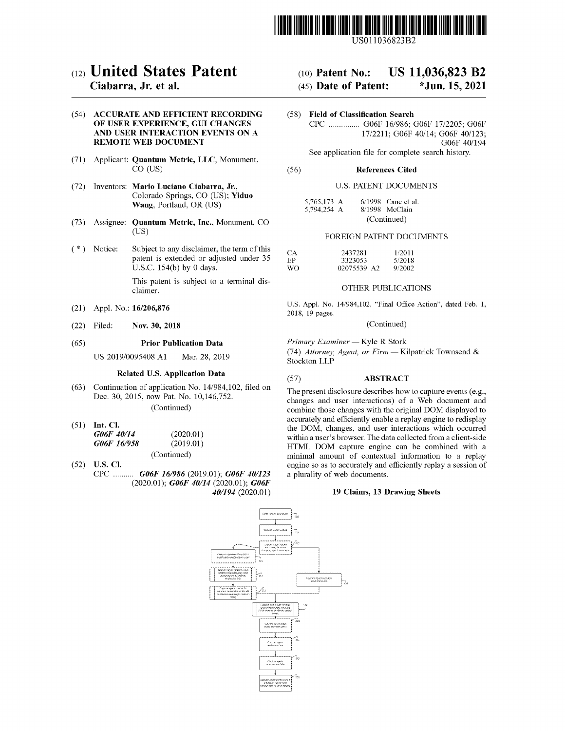US011036823B2

# (12) United States Patent
**Ciabarra, Jr. et al.**

(10) **Patent No.: US 11,036,823 B2**

(45) **Date of Patent: *Jun. 15, 2021**

(54) **ACCURATE AND EFFICIENT RECORDING OF USER EXPERIENCE, GUI CHANGES AND USER INTERACTION EVENTS ON A REMOTE WEB DOCUMENT**

(71) Applicant: **Quantum Metric, LLC**, Monument, CO (US)

(72) Inventors: **Mario Luciano Ciabarra, Jr.**, Colorado Springs, CO (US); **Yiduo Wang**, Portland, OR (US)

(73) Assignee: **Quantum Metric, Inc.**, Monument, CO (US)

( * ) Notice: Subject to any disclaimer, the term of this patent is extended or adjusted under 35 U.S.C. 154(b) by 0 days.

This patent is subject to a terminal disclaimer.

(21) Appl. No.: **16/206,876**

(22) Filed: **Nov. 30, 2018**

(65) **Prior Publication Data**

US 2019/0095408 A1 Mar. 28, 2019

**Related U.S. Application Data**

(63) Continuation of application No. 14/984,102, filed on Dec. 30, 2015, now Pat. No. 10,146,752.

(Continued)

(51) **Int. Cl.**

*G06F 40/14* (2020.01)
*G06F 16/958* (2019.01)

(Continued)

(52) **U.S. Cl.**

CPC .......... ***G06F 16/986*** (2019.01); ***G06F 40/123*** (2020.01); ***G06F 40/14*** (2020.01); ***G06F 40/194*** (2020.01)

(58) **Field of Classification Search**

CPC ............... G06F 16/986; G06F 17/2205; G06F 17/2211; G06F 40/14; G06F 40/123; G06F 40/194

See application file for complete search history.

(56) **References Cited**

U.S. PATENT DOCUMENTS

| | | |
|---|---|---|
| 5,765,173 A | 6/1998 | Cane et al. |
| 5,794,254 A | 8/1998 | McClain |

(Continued)

FOREIGN PATENT DOCUMENTS

| | | |
|---|---|---|
| CA | 2437281 | 1/2011 |
| EP | 3323053 | 5/2018 |
| WO | 02075539 A2 | 9/2002 |

OTHER PUBLICATIONS

U.S. Appl. No. 14/984,102, "Final Office Action", dated Feb. 1, 2018, 19 pages.

(Continued)

*Primary Examiner* — Kyle R Stork

(74) *Attorney, Agent, or Firm* — Kilpatrick Townsend & Stockton LLP

(57) **ABSTRACT**

The present disclosure describes how to capture events (e.g., changes and user interactions) of a Web document and combine those changes with the original DOM displayed to accurately and efficiently enable a replay engine to redisplay the DOM, changes, and user interactions which occurred within a user's browser. The data collected from a client-side HTML DOM capture engine can be combined with a minimal amount of contextual information to a replay engine so as to accurately and efficiently replay a session of a plurality of web documents.

**19 Claims, 13 Drawing Sheets**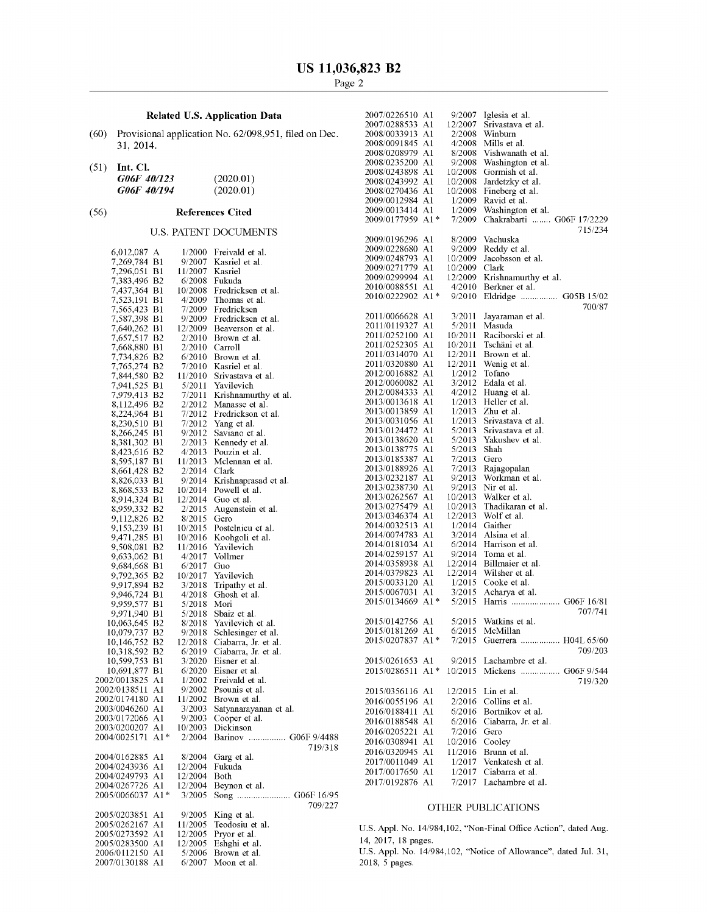## Related U.S. Application Data

(60) Provisional application No. 62/098,951, filed on Dec. 31, 2014.

(51) **Int. Cl.**
***G06F 40/123*** (2020.01)
***G06F 40/194*** (2020.01)

(56) **References Cited**

U.S. PATENT DOCUMENTS

| | | | |
|---|---|---|---|
| 6,012,087 | A | 1/2000 | Freivald et al. |
| 7,269,784 | B1 | 9/2007 | Kasriel et al. |
| 7,296,051 | B1 | 11/2007 | Kasriel |
| 7,383,496 | B2 | 6/2008 | Fukuda |
| 7,437,364 | B1 | 10/2008 | Fredricksen et al. |
| 7,523,191 | B1 | 4/2009 | Thomas et al. |
| 7,565,423 | B1 | 7/2009 | Fredricksen |
| 7,587,398 | B1 | 9/2009 | Fredricksen et al. |
| 7,640,262 | B1 | 12/2009 | Beaverson et al. |
| 7,657,517 | B2 | 2/2010 | Brown et al. |
| 7,668,880 | B1 | 2/2010 | Carroll |
| 7,734,826 | B2 | 6/2010 | Brown et al. |
| 7,765,274 | B2 | 7/2010 | Kasriel et al. |
| 7,844,580 | B2 | 11/2010 | Srivastava et al. |
| 7,941,525 | B1 | 5/2011 | Yavilevich |
| 7,979,413 | B2 | 7/2011 | Krishnamurthy et al. |
| 8,112,496 | B2 | 2/2012 | Manasse et al. |
| 8,224,964 | B1 | 7/2012 | Fredrickson et al. |
| 8,230,510 | B1 | 7/2012 | Yang et al. |
| 8,266,245 | B1 | 9/2012 | Saviano et al. |
| 8,381,302 | B1 | 2/2013 | Kennedy et al. |
| 8,423,616 | B2 | 4/2013 | Pouzin et al. |
| 8,595,187 | B1 | 11/2013 | Mclennan et al. |
| 8,661,428 | B2 | 2/2014 | Clark |
| 8,826,033 | B1 | 9/2014 | Krishnaprasad et al. |
| 8,868,533 | B2 | 10/2014 | Powell et al. |
| 8,914,324 | B1 | 12/2014 | Guo et al. |
| 8,959,332 | B2 | 2/2015 | Augenstein et al. |
| 9,112,826 | B2 | 8/2015 | Gero |
| 9,153,239 | B1 | 10/2015 | Postelnicu et al. |
| 9,471,285 | B1 | 10/2016 | Koohgoli et al. |
| 9,508,081 | B2 | 11/2016 | Yavilevich |
| 9,633,062 | B1 | 4/2017 | Vollmer |
| 9,684,668 | B1 | 6/2017 | Guo |
| 9,792,365 | B2 | 10/2017 | Yavilevich |
| 9,917,894 | B2 | 3/2018 | Tripathy et al. |
| 9,946,724 | B1 | 4/2018 | Ghosh et al. |
| 9,959,577 | B1 | 5/2018 | Mori |
| 9,971,940 | B1 | 5/2018 | Sbaiz et al. |
| 10,063,645 | B2 | 8/2018 | Yavilevich et al. |
| 10,079,737 | B2 | 9/2018 | Schlesinger et al. |
| 10,146,752 | B2 | 12/2018 | Ciabarra, Jr. et al. |
| 10,318,592 | B2 | 6/2019 | Ciabarra, Jr. et al. |
| 10,599,753 | B1 | 3/2020 | Eisner et al. |
| 10,691,877 | B1 | 6/2020 | Eisner et al. |
| 2002/0013825 | A1 | 1/2002 | Freivald et al. |
| 2002/0138511 | A1 | 9/2002 | Psounis et al. |
| 2002/0174180 | A1 | 11/2002 | Brown et al. |
| 2003/0046260 | A1 | 3/2003 | Satyanarayanan et al. |
| 2003/0172066 | A1 | 9/2003 | Cooper et al. |
| 2003/0200207 | A1 | 10/2003 | Dickinson |
| 2004/0025171 | A1* | 2/2004 | Barinov ............ G06F 9/4488 719/318 |
| 2004/0162885 | A1 | 8/2004 | Garg et al. |
| 2004/0243936 | A1 | 12/2004 | Fukuda |
| 2004/0249793 | A1 | 12/2004 | Both |
| 2004/0267726 | A1 | 12/2004 | Beynon et al. |
| 2005/0066037 | A1* | 3/2005 | Song ............ G06F 16/95 709/227 |
| 2005/0203851 | A1 | 9/2005 | King et al. |
| 2005/0262167 | A1 | 11/2005 | Teodosiu et al. |
| 2005/0273592 | A1 | 12/2005 | Pryor et al. |
| 2005/0283500 | A1 | 12/2005 | Eshghi et al. |
| 2006/0112150 | A1 | 5/2006 | Brown et al. |
| 2007/0130188 | A1 | 6/2007 | Moon et al. |
| 2007/0226510 | A1 | 9/2007 | Iglesia et al. |
| 2007/0288533 | A1 | 12/2007 | Srivastava et al. |
| 2008/0033913 | A1 | 2/2008 | Winburn |
| 2008/0091845 | A1 | 4/2008 | Mills et al. |
| 2008/0208979 | A1 | 8/2008 | Vishwanath et al. |
| 2008/0235200 | A1 | 9/2008 | Washington et al. |
| 2008/0243898 | A1 | 10/2008 | Gormish et al. |
| 2008/0243992 | A1 | 10/2008 | Jardetzky et al. |
| 2008/0270436 | A1 | 10/2008 | Fineberg et al. |
| 2009/0012984 | A1 | 1/2009 | Ravid et al. |
| 2009/0013414 | A1 | 1/2009 | Washington et al. |
| 2009/0177959 | A1* | 7/2009 | Chakrabarti ........ G06F 17/2229 715/234 |
| 2009/0196296 | A1 | 8/2009 | Vachuska |
| 2009/0228680 | A1 | 9/2009 | Reddy et al. |
| 2009/0248793 | A1 | 10/2009 | Jacobsson et al. |
| 2009/0271779 | A1 | 10/2009 | Clark |
| 2009/0299994 | A1 | 12/2009 | Krishnamurthy et al. |
| 2010/0088551 | A1 | 4/2010 | Berkner et al. |
| 2010/0222902 | A1* | 9/2010 | Eldridge ............ G05B 15/02 700/87 |
| 2011/0066628 | A1 | 3/2011 | Jayaraman et al. |
| 2011/0119327 | A1 | 5/2011 | Masuda |
| 2011/0252100 | A1 | 10/2011 | Raciborski et al. |
| 2011/0252305 | A1 | 10/2011 | Tschäni et al. |
| 2011/0314070 | A1 | 12/2011 | Brown et al. |
| 2011/0320880 | A1 | 12/2011 | Wenig et al. |
| 2012/0016882 | A1 | 1/2012 | Tofano |
| 2012/0060082 | A1 | 3/2012 | Edala et al. |
| 2012/0084333 | A1 | 4/2012 | Huang et al. |
| 2013/0013618 | A1 | 1/2013 | Heller et al. |
| 2013/0013859 | A1 | 1/2013 | Zhu et al. |
| 2013/0031056 | A1 | 1/2013 | Srivastava et al. |
| 2013/0124472 | A1 | 5/2013 | Srivastava et al. |
| 2013/0138620 | A1 | 5/2013 | Yakushev et al. |
| 2013/0138775 | A1 | 5/2013 | Shah |
| 2013/0185387 | A1 | 7/2013 | Gero |
| 2013/0188926 | A1 | 7/2013 | Rajagopalan |
| 2013/0232187 | A1 | 9/2013 | Workman et al. |
| 2013/0238730 | A1 | 9/2013 | Nir et al. |
| 2013/0262567 | A1 | 10/2013 | Walker et al. |
| 2013/0275479 | A1 | 10/2013 | Thadikaran et al. |
| 2013/0346374 | A1 | 12/2013 | Wolf et al. |
| 2014/0032513 | A1 | 1/2014 | Gaither |
| 2014/0074783 | A1 | 3/2014 | Alsina et al. |
| 2014/0181034 | A1 | 6/2014 | Harrison et al. |
| 2014/0259157 | A1 | 9/2014 | Toma et al. |
| 2014/0358938 | A1 | 12/2014 | Billmaier et al. |
| 2014/0379823 | A1 | 12/2014 | Wilsher et al. |
| 2015/0033120 | A1 | 1/2015 | Cooke et al. |
| 2015/0067031 | A1 | 3/2015 | Acharya et al. |
| 2015/0134669 | A1* | 5/2015 | Harris ............ G06F 16/81 707/741 |
| 2015/0142756 | A1 | 5/2015 | Watkins et al. |
| 2015/0181269 | A1 | 6/2015 | McMillan |
| 2015/0207837 | A1* | 7/2015 | Guerrera ............ H04L 65/60 709/203 |
| 2015/0261653 | A1 | 9/2015 | Lachambre et al. |
| 2015/0286511 | A1* | 10/2015 | Mickens ............ G06F 9/544 719/320 |
| 2015/0356116 | A1 | 12/2015 | Lin et al. |
| 2016/0055196 | A1 | 2/2016 | Collins et al. |
| 2016/0188411 | A1 | 6/2016 | Bortnikov et al. |
| 2016/0188548 | A1 | 6/2016 | Ciabarra, Jr. et al. |
| 2016/0205221 | A1 | 7/2016 | Gero |
| 2016/0308941 | A1 | 10/2016 | Cooley |
| 2016/0320945 | A1 | 11/2016 | Brunn et al. |
| 2017/0011049 | A1 | 1/2017 | Venkatesh et al. |
| 2017/0017650 | A1 | 1/2017 | Ciabarra et al. |
| 2017/0192876 | A1 | 7/2017 | Lachambre et al. |

OTHER PUBLICATIONS

U.S. Appl. No. 14/984,102, "Non-Final Office Action", dated Aug. 14, 2017, 18 pages.

U.S. Appl. No. 14/984,102, "Notice of Allowance", dated Jul. 31, 2018, 5 pages.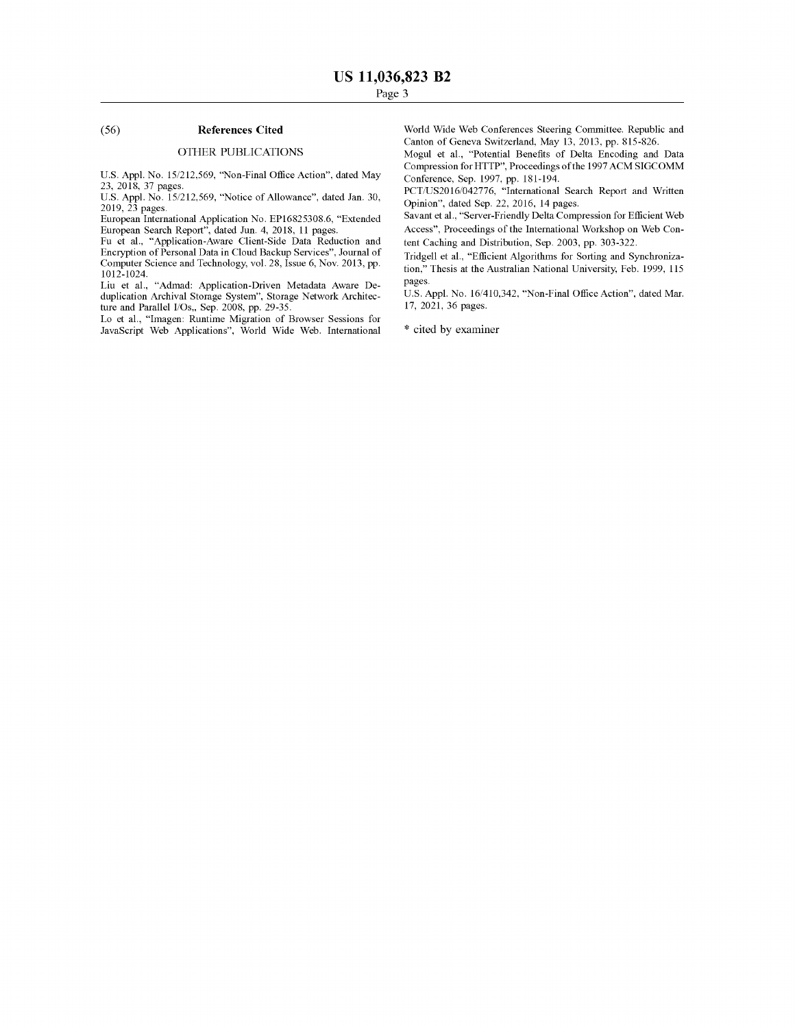## (56) References Cited

### OTHER PUBLICATIONS

U.S. Appl. No. 15/212,569, "Non-Final Office Action", dated May 23, 2018, 37 pages.

U.S. Appl. No. 15/212,569, "Notice of Allowance", dated Jan. 30, 2019, 23 pages.

European International Application No. EP16825308.6, "Extended European Search Report", dated Jun. 4, 2018, 11 pages.

Fu et al., "Application-Aware Client-Side Data Reduction and Encryption of Personal Data in Cloud Backup Services", Journal of Computer Science and Technology, vol. 28, Issue 6, Nov. 2013, pp. 1012-1024.

Liu et al., "Admad: Application-Driven Metadata Aware De-duplication Archival Storage System", Storage Network Architecture and Parallel I/Os,, Sep. 2008, pp. 29-35.

Lo et al., "Imagen: Runtime Migration of Browser Sessions for JavaScript Web Applications", World Wide Web. International World Wide Web Conferences Steering Committee. Republic and Canton of Geneva Switzerland, May 13, 2013, pp. 815-826.

Mogul et al., "Potential Benefits of Delta Encoding and Data Compression for HTTP", Proceedings of the 1997 ACM SIGCOMM Conference, Sep. 1997, pp. 181-194.

PCT/US2016/042776, "International Search Report and Written Opinion", dated Sep. 22, 2016, 14 pages.

Savant et al., "Server-Friendly Delta Compression for Efficient Web Access", Proceedings of the International Workshop on Web Content Caching and Distribution, Sep. 2003, pp. 303-322.

Tridgell et al., "Efficient Algorithms for Sorting and Synchronization," Thesis at the Australian National University, Feb. 1999, 115 pages.

U.S. Appl. No. 16/410,342, "Non-Final Office Action", dated Mar. 17, 2021, 36 pages.

* cited by examiner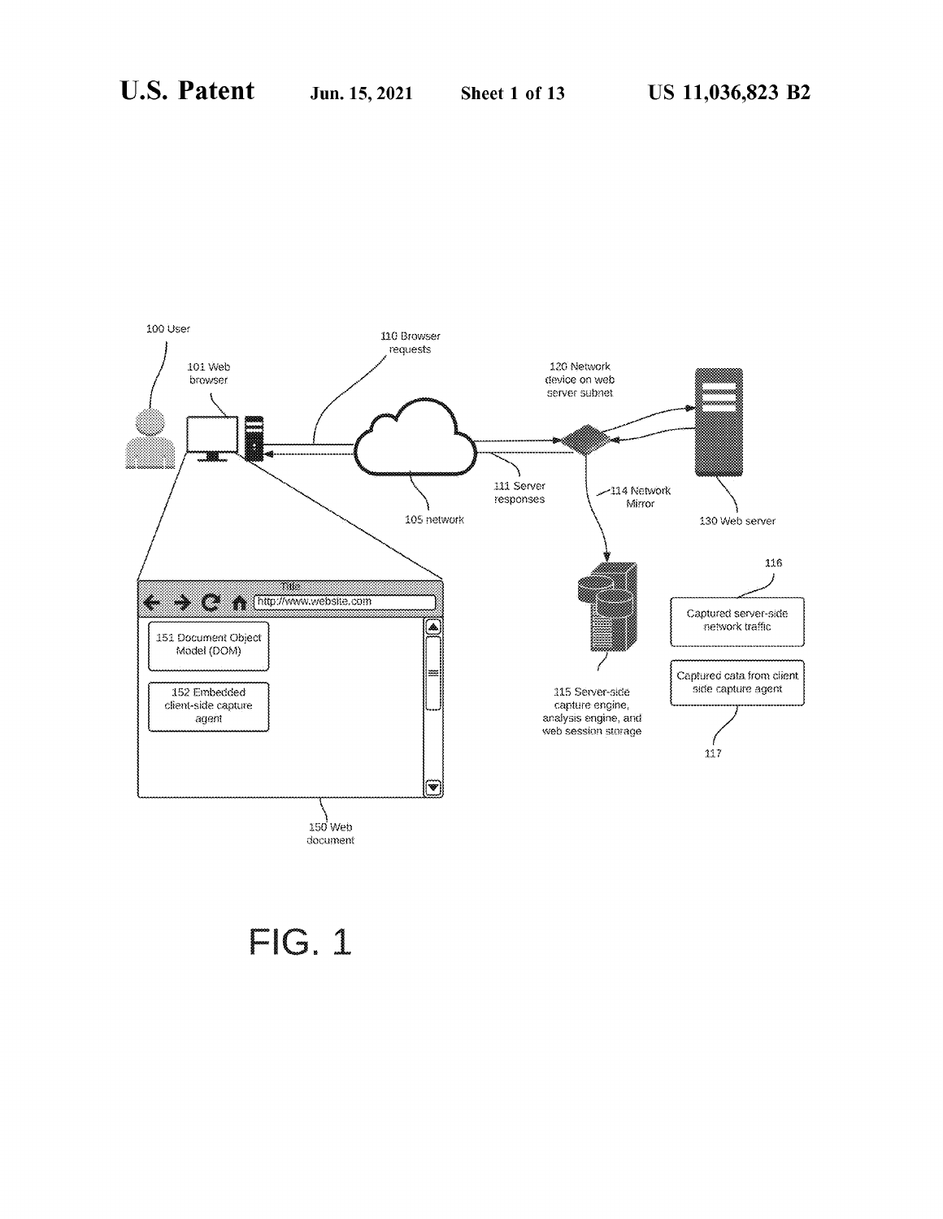100 User

101 Web browser

110 Browser requests

120 Network device on web server subnet

111 Server responses

114 Network Mirror

105 network

130 Web server

Title

http://www.website.com

151 Document Object Model (DOM)

152 Embedded client-side capture agent

150 Web document

115 Server-side capture engine, analysis engine, and web session storage

116

Captured server-side network traffic

Captured data from client side capture agent

117

FIG. 1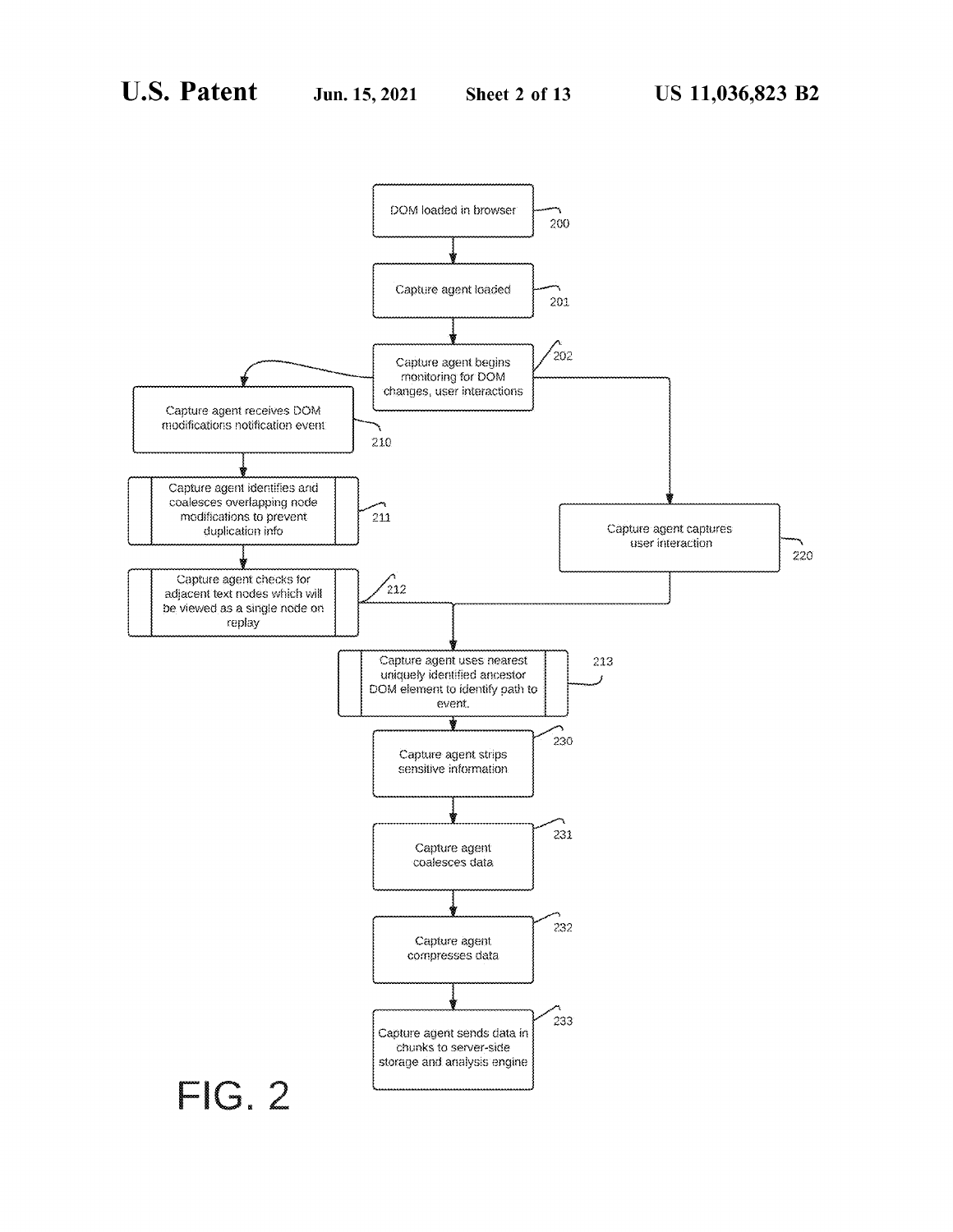DOM loaded in browser
200

Capture agent loaded
201

Capture agent begins monitoring for DOM changes, user interactions
202

Capture agent receives DOM modifications notification event
210

Capture agent identifies and coalesces overlapping node modifications to prevent duplication info
211

Capture agent checks for adjacent text nodes which will be viewed as a single node on replay
212

Capture agent captures user interaction
220

Capture agent uses nearest uniquely identified ancestor DOM element to identify path to event.
213

Capture agent strips sensitive information
230

Capture agent coalesces data
231

Capture agent compresses data
232

Capture agent sends data in chunks to server-side storage and analysis engine
233

FIG. 2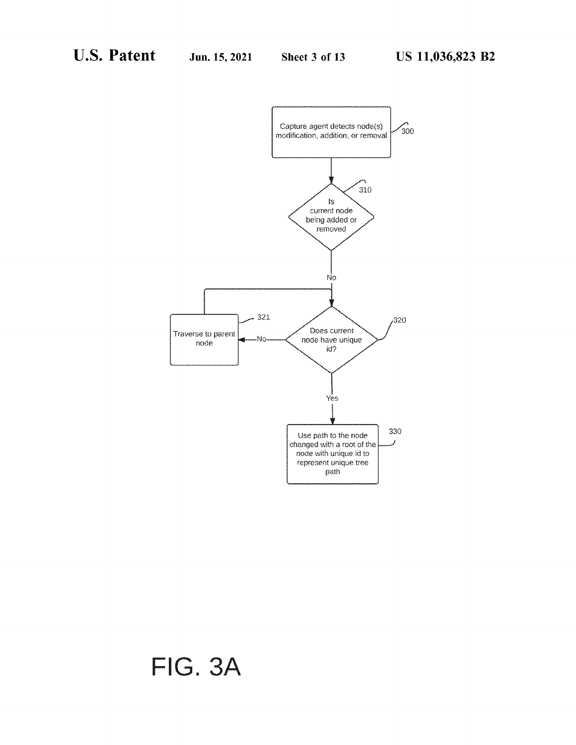Capture agent detects node(s) modification, addition, or removal

300

Is current node being added or removed

310

No

Does current node have unique id?

320

No

Traverse to parent node

321

Yes

Use path to the node changed with a root of the node with unique id to represent unique tree path

330

FIG. 3A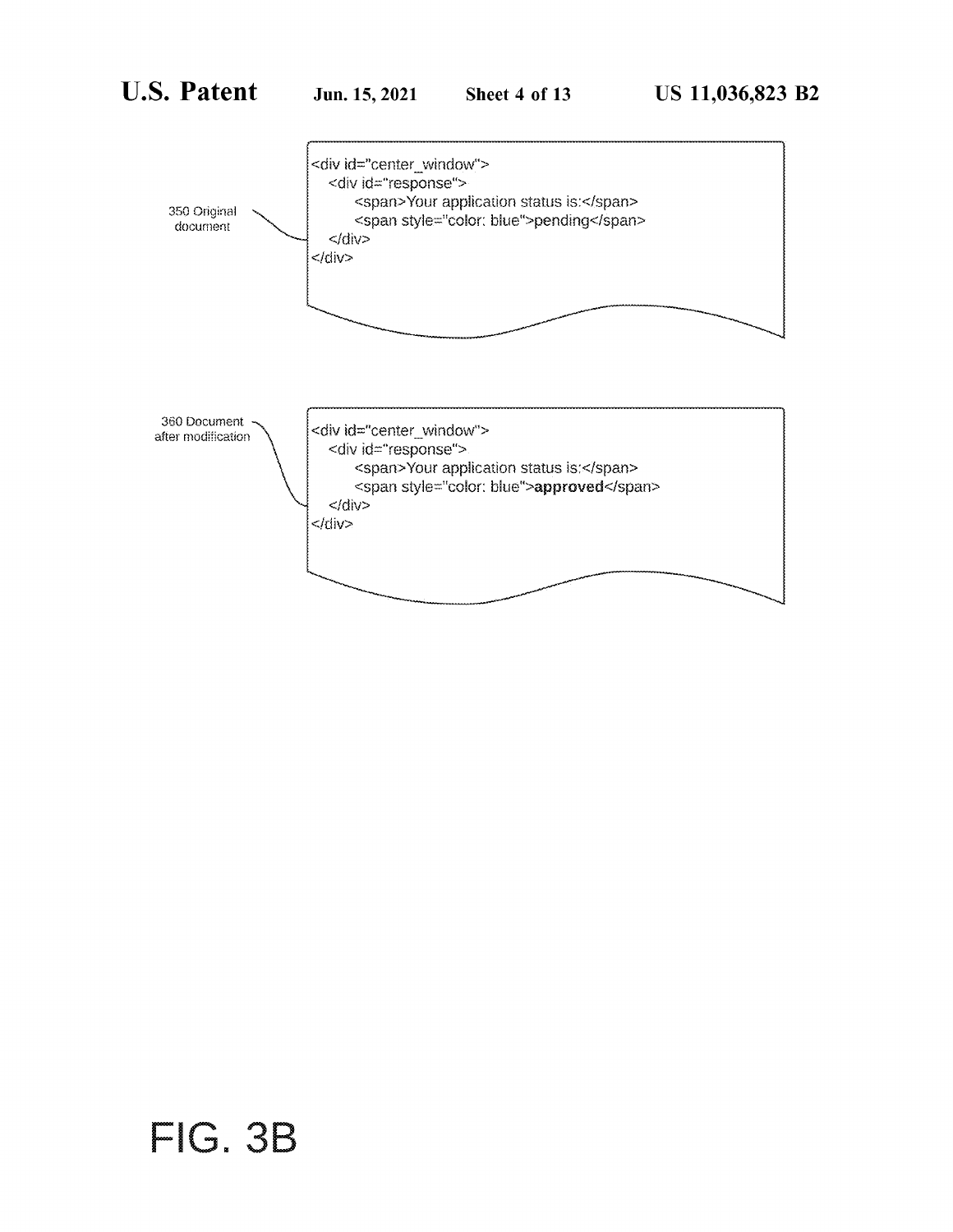350 Original document

```
<div id="center_window">
   <div id="response">
        <span>Your application status is:</span>
        <span style="color: blue">pending</span>
   </div>
</div>
```

360 Document after modification

```
<div id="center_window">
   <div id="response">
        <span>Your application status is:</span>
        <span style="color: blue">approved</span>
   </div>
</div>
```

FIG. 3B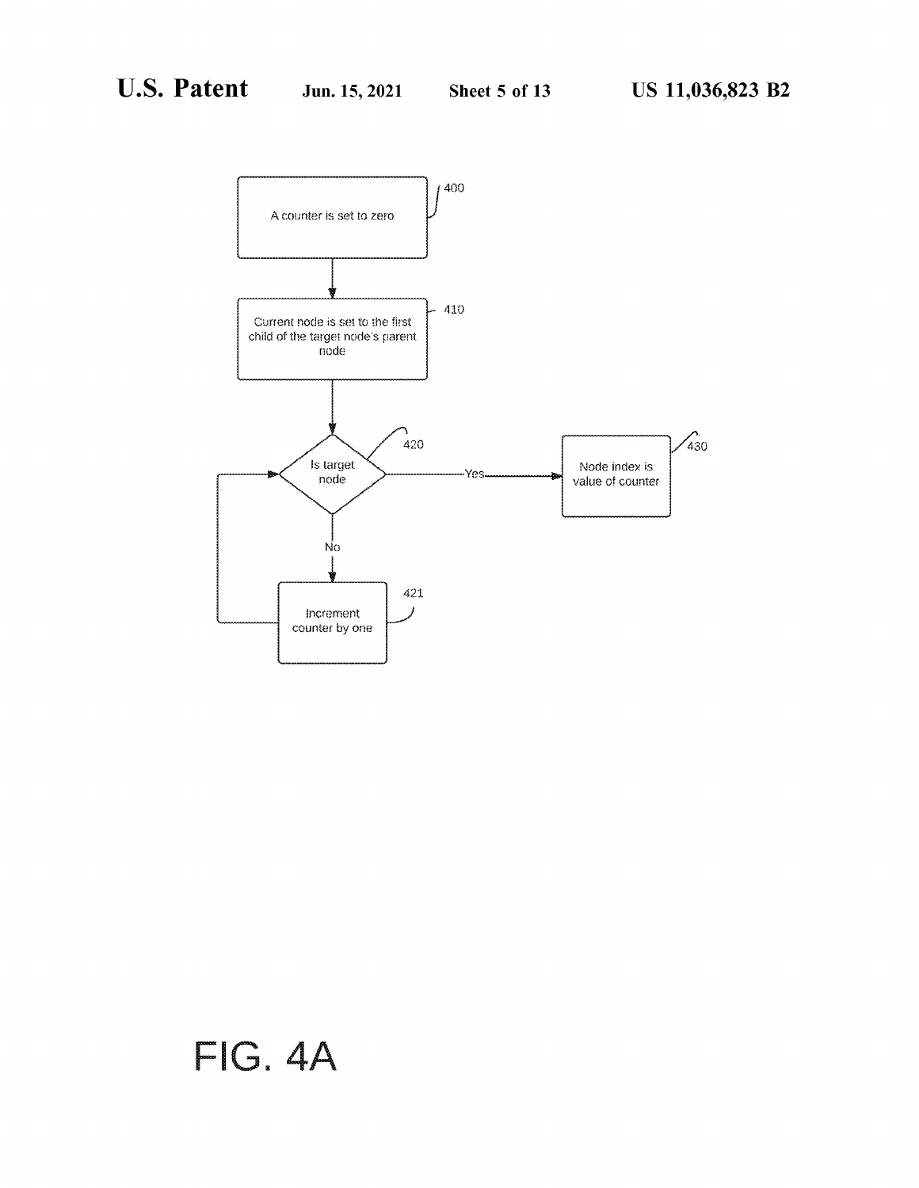A counter is set to zero

400

Current node is set to the first child of the target node's parent node

410

Is target node

420

Yes

Node index is value of counter

430

No

Increment counter by one

421

FIG. 4A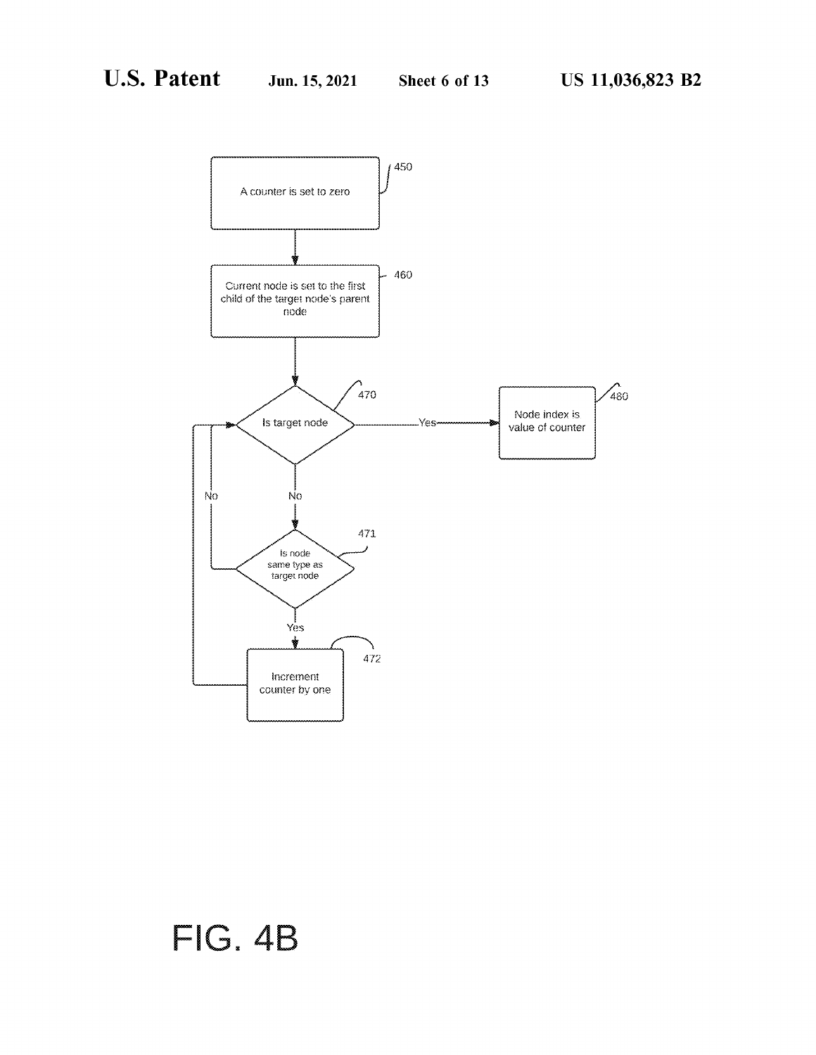450
A counter is set to zero

460
Current node is set to the first child of the target node's parent node

470
Is target node

Yes

480
Node index is value of counter

No

No

471
Is node same type as target node

Yes

472
Increment counter by one

FIG. 4B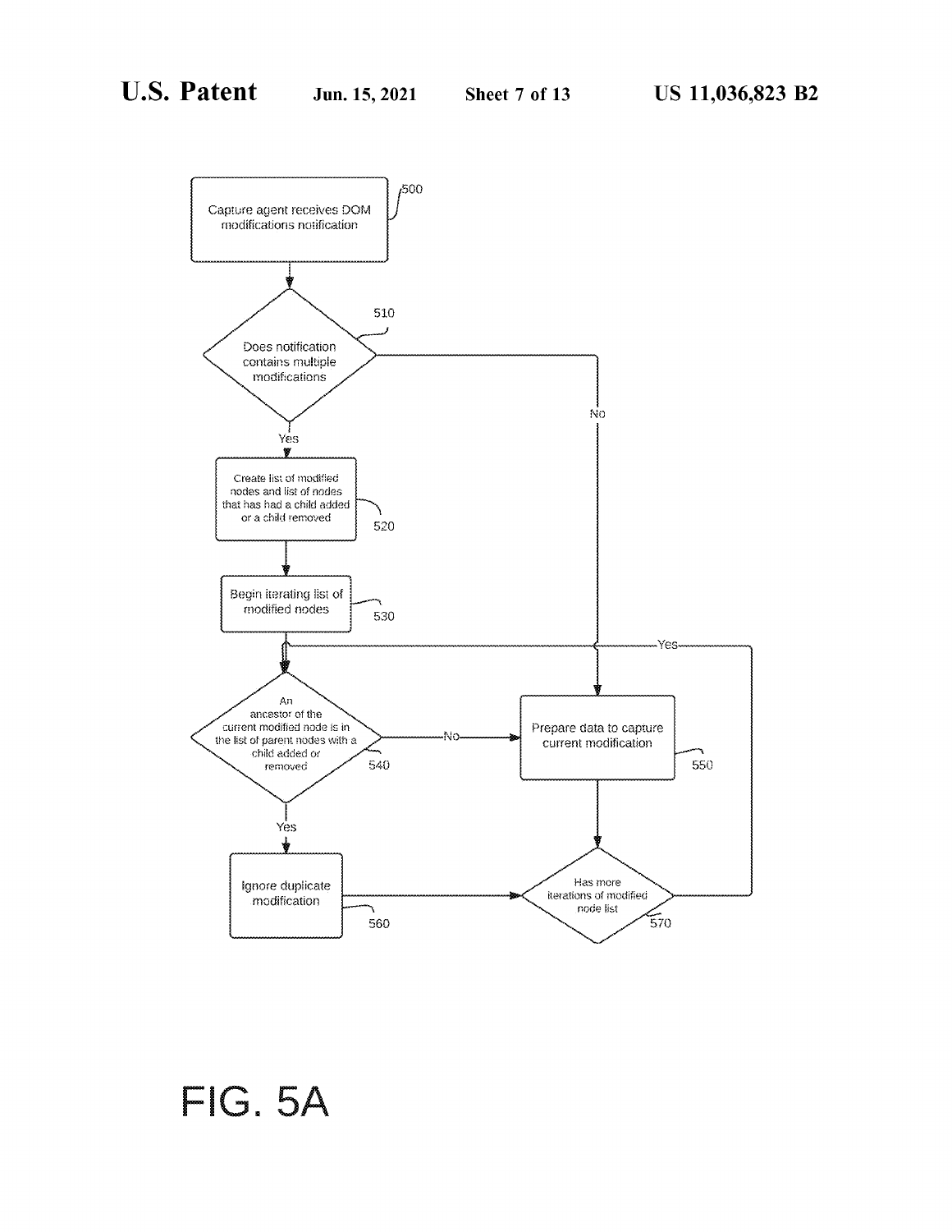500 Capture agent receives DOM modifications notification

510 Does notification contains multiple modifications

Yes

No

520 Create list of modified nodes and list of nodes that has had a child added or a child removed

530 Begin iterating list of modified nodes

540 An ancestor of the current modified node is in the list of parent nodes with a child added or removed

No

Yes

550 Prepare data to capture current modification

560 Ignore duplicate modification

570 Has more iterations of modified node list

Yes

FIG. 5A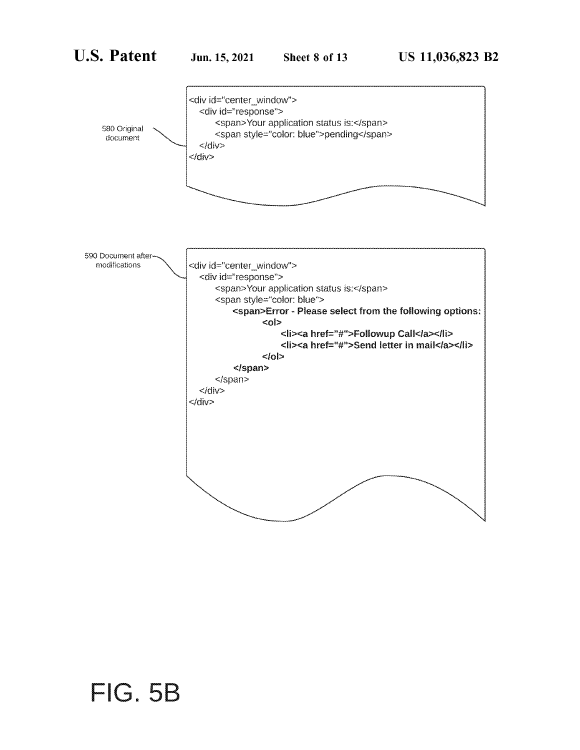580 Original document

```
<div id="center_window">
   <div id="response">
        <span>Your application status is:</span>
        <span style="color: blue">pending</span>
   </div>
</div>
```

590 Document after modifications

```
<div id="center_window">
   <div id="response">
        <span>Your application status is:</span>
        <span style="color: blue">
             <span>Error - Please select from the following options:
                   <ol>
                        <li><a href="#">Followup Call</a></li>
                        <li><a href="#">Send letter in mail</a></li>
                   </ol>
             </span>
        </span>
   </div>
</div>
```

FIG. 5B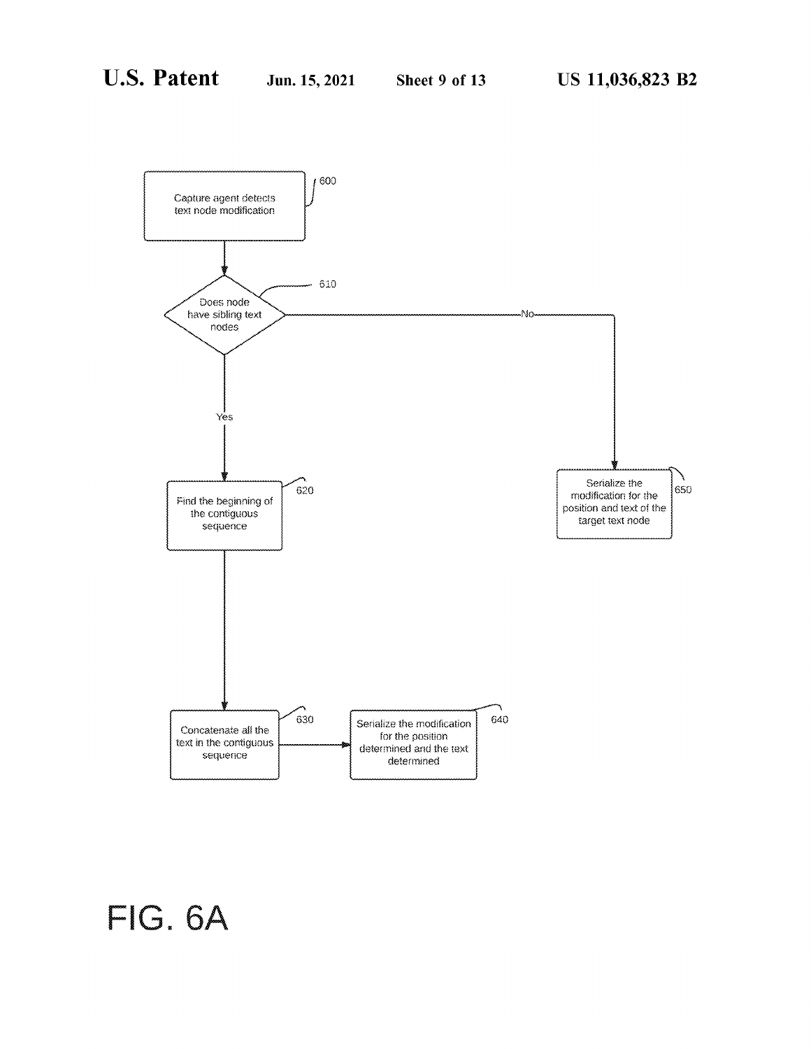600 Capture agent detects text node modification

610 Does node have sibling text nodes

Yes

No

620 Find the beginning of the contiguous sequence

630 Concatenate all the text in the contiguous sequence

640 Serialize the modification for the position determined and the text determined

650 Serialize the modification for the position and text of the target text node

FIG. 6A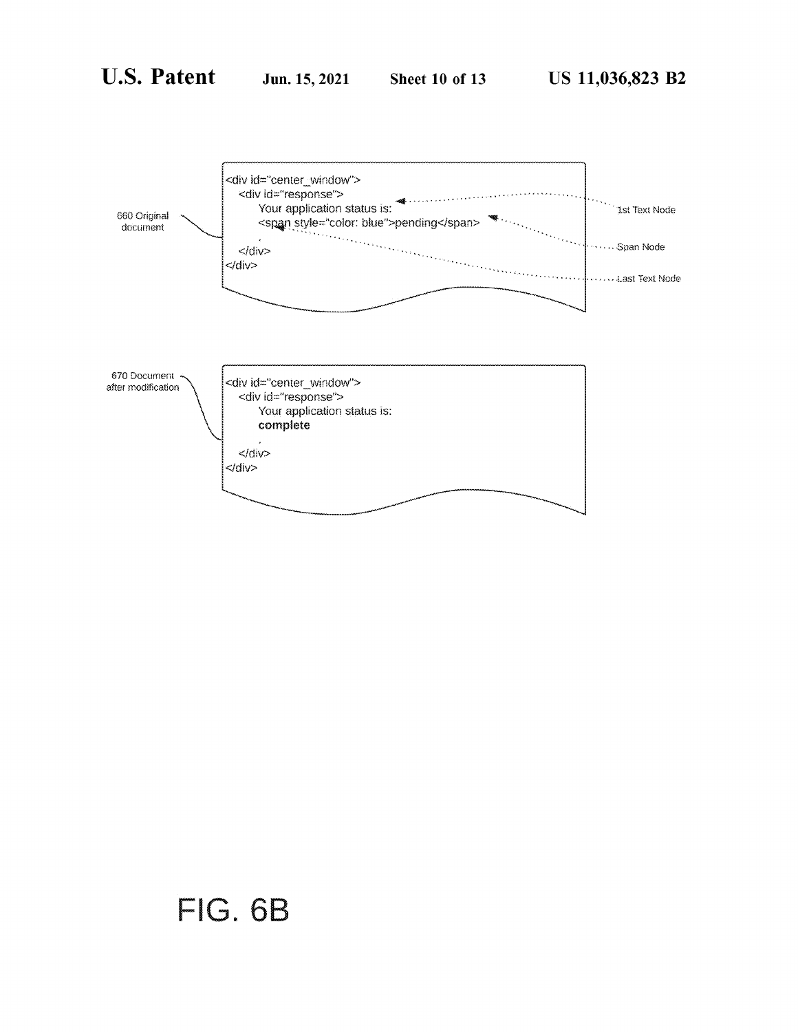660 Original document

```
<div id="center_window">
   <div id="response">
        Your application status is:
        <span style="color: blue">pending</span>
        .
   </div>
</div>
```

1st Text Node

Span Node

Last Text Node

670 Document after modification

```
<div id="center_window">
   <div id="response">
        Your application status is:
        complete
        .
   </div>
</div>
```

FIG. 6B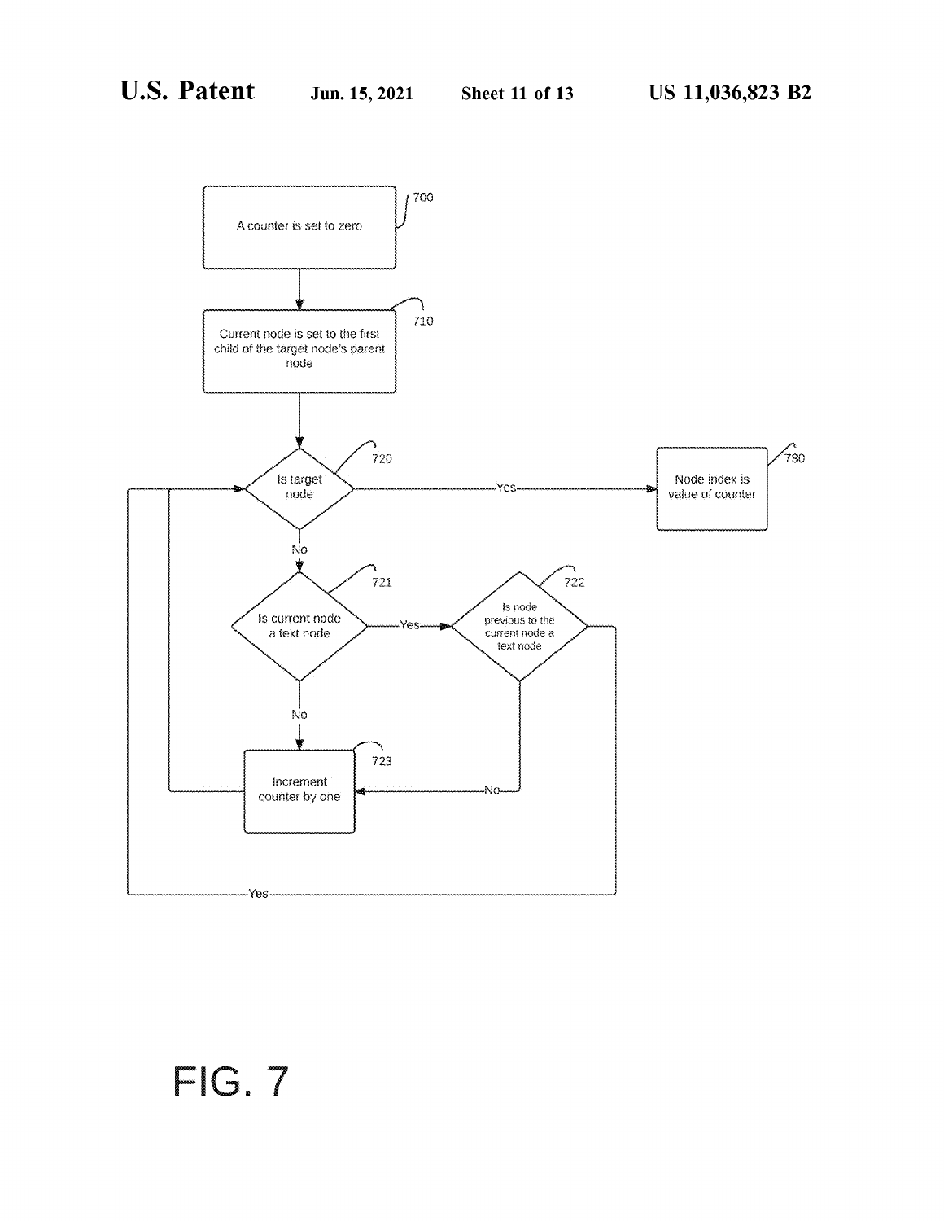700
A counter is set to zero

710
Current node is set to the first child of the target node's parent node

720
Is target node

Yes

730
Node index is value of counter

No

721
Is current node a text node

Yes

722
Is node previous to the current node a text node

No

723
Increment counter by one

No

Yes

FIG. 7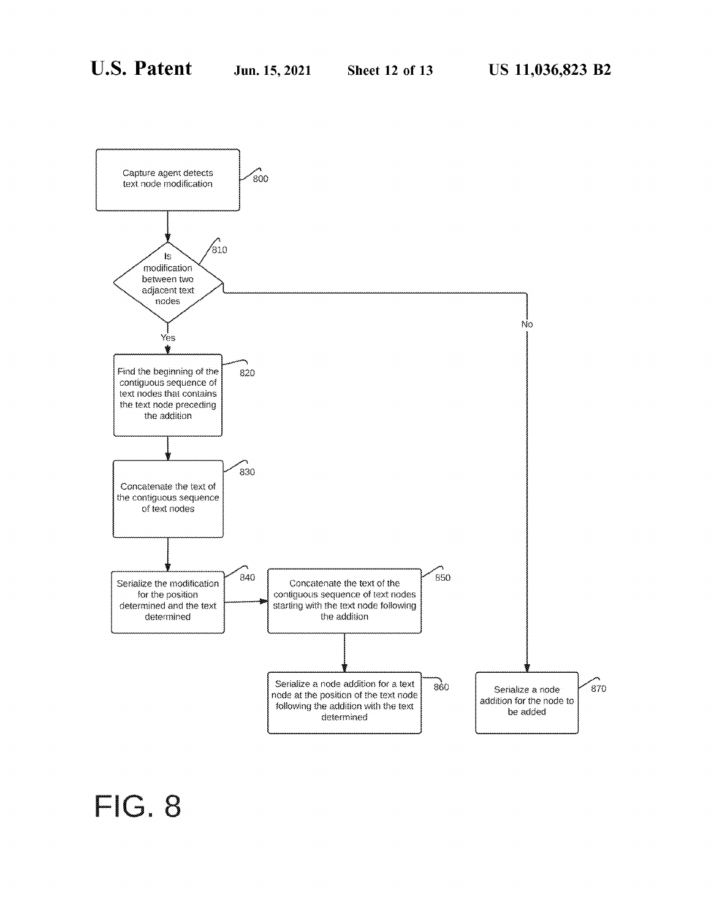Capture agent detects text node modification

800

Is modification between two adjacent text nodes

810

Yes

No

Find the beginning of the contiguous sequence of text nodes that contains the text node preceding the addition

820

Concatenate the text of the contiguous sequence of text nodes

830

Serialize the modification for the position determined and the text determined

840

Concatenate the text of the contiguous sequence of text nodes starting with the text node following the addition

850

Serialize a node addition for a text node at the position of the text node following the addition with the text determined

860

Serialize a node addition for the node to be added

870

FIG. 8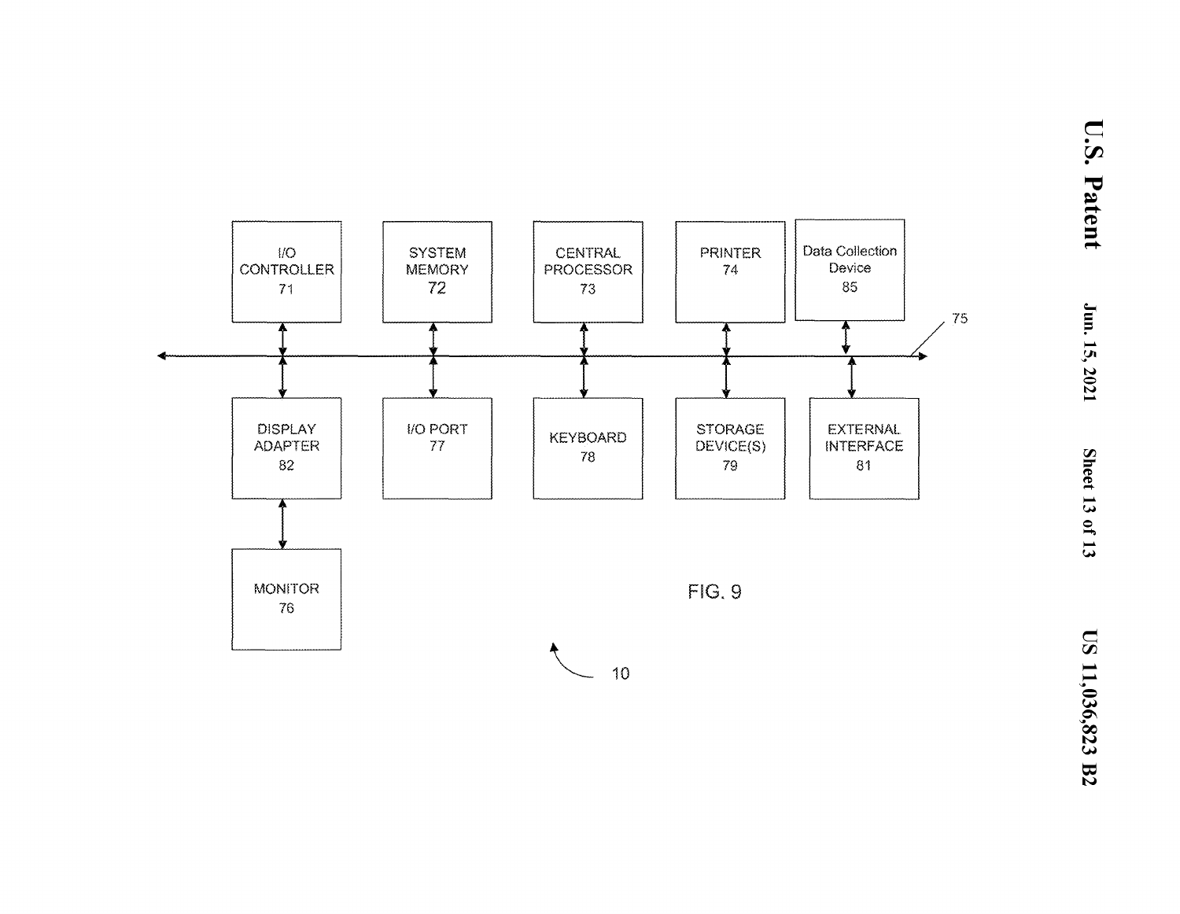I/O CONTROLLER 71

SYSTEM MEMORY 72

CENTRAL PROCESSOR 73

PRINTER 74

Data Collection Device 85

75

DISPLAY ADAPTER 82

I/O PORT 77

KEYBOARD 78

STORAGE DEVICE(S) 79

EXTERNAL INTERFACE 81

MONITOR 76

FIG. 9

10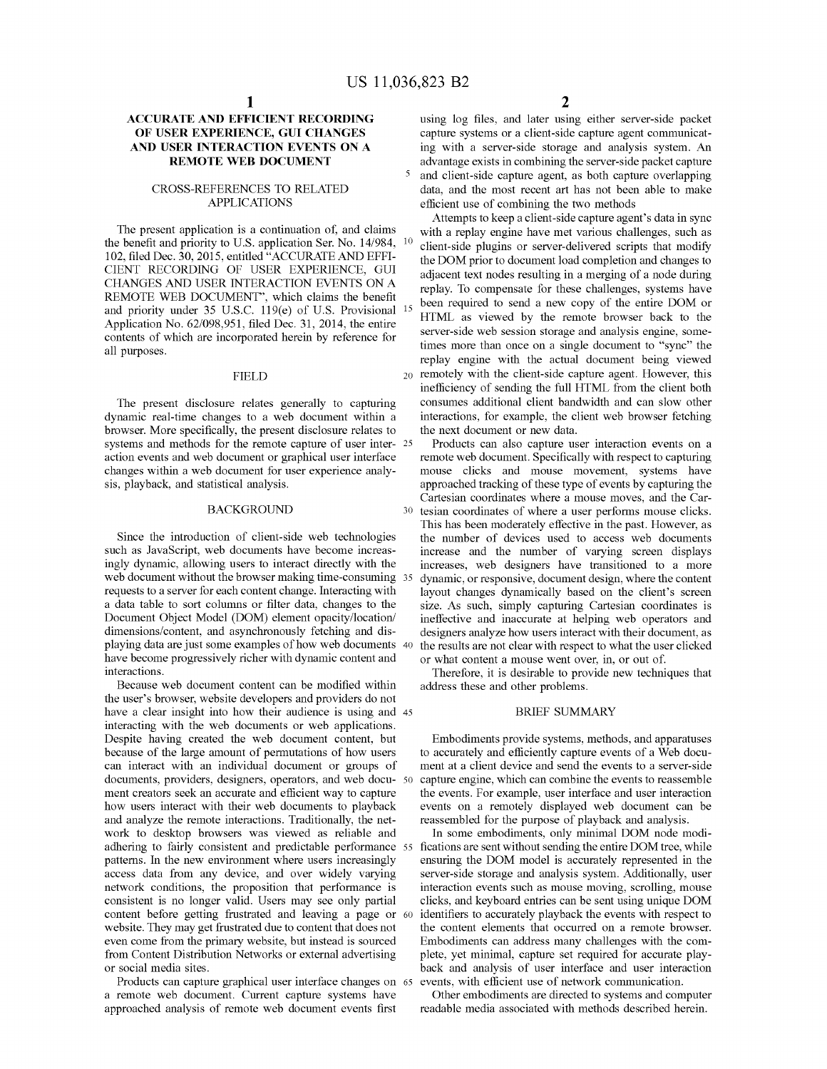# ACCURATE AND EFFICIENT RECORDING OF USER EXPERIENCE, GUI CHANGES AND USER INTERACTION EVENTS ON A REMOTE WEB DOCUMENT

## CROSS-REFERENCES TO RELATED APPLICATIONS

The present application is a continuation of, and claims the benefit and priority to U.S. application Ser. No. 14/984,102, filed Dec. 30, 2015, entitled "ACCURATE AND EFFICIENT RECORDING OF USER EXPERIENCE, GUI CHANGES AND USER INTERACTION EVENTS ON A REMOTE WEB DOCUMENT", which claims the benefit and priority under 35 U.S.C. 119(e) of U.S. Provisional Application No. 62/098,951, filed Dec. 31, 2014, the entire contents of which are incorporated herein by reference for all purposes.

## FIELD

The present disclosure relates generally to capturing dynamic real-time changes to a web document within a browser. More specifically, the present disclosure relates to systems and methods for the remote capture of user interaction events and web document or graphical user interface changes within a web document for user experience analysis, playback, and statistical analysis.

## BACKGROUND

Since the introduction of client-side web technologies such as JavaScript, web documents have become increasingly dynamic, allowing users to interact directly with the web document without the browser making time-consuming requests to a server for each content change. Interacting with a data table to sort columns or filter data, changes to the Document Object Model (DOM) element opacity/location/dimensions/content, and asynchronously fetching and displaying data are just some examples of how web documents have become progressively richer with dynamic content and interactions.

Because web document content can be modified within the user's browser, website developers and providers do not have a clear insight into how their audience is using and interacting with the web documents or web applications. Despite having created the web document content, but because of the large amount of permutations of how users can interact with an individual document or groups of documents, providers, designers, operators, and web document creators seek an accurate and efficient way to capture how users interact with their web documents to playback and analyze the remote interactions. Traditionally, the network to desktop browsers was viewed as reliable and adhering to fairly consistent and predictable performance patterns. In the new environment where users increasingly access data from any device, and over widely varying network conditions, the proposition that performance is consistent is no longer valid. Users may see only partial content before getting frustrated and leaving a page or website. They may get frustrated due to content that does not even come from the primary website, but instead is sourced from Content Distribution Networks or external advertising or social media sites.

Products can capture graphical user interface changes on a remote web document. Current capture systems have approached analysis of remote web document events first using log files, and later using either server-side packet capture systems or a client-side capture agent communicating with a server-side storage and analysis system. An advantage exists in combining the server-side packet capture and client-side capture agent, as both capture overlapping data, and the most recent art has not been able to make efficient use of combining the two methods

Attempts to keep a client-side capture agent's data in sync with a replay engine have met various challenges, such as client-side plugins or server-delivered scripts that modify the DOM prior to document load completion and changes to adjacent text nodes resulting in a merging of a node during replay. To compensate for these challenges, systems have been required to send a new copy of the entire DOM or HTML as viewed by the remote browser back to the server-side web session storage and analysis engine, sometimes more than once on a single document to "sync" the replay engine with the actual document being viewed remotely with the client-side capture agent. However, this inefficiency of sending the full HTML from the client both consumes additional client bandwidth and can slow other interactions, for example, the client web browser fetching the next document or new data.

Products can also capture user interaction events on a remote web document. Specifically with respect to capturing mouse clicks and mouse movement, systems have approached tracking of these type of events by capturing the Cartesian coordinates where a mouse moves, and the Cartesian coordinates of where a user performs mouse clicks. This has been moderately effective in the past. However, as the number of devices used to access web documents increase and the number of varying screen displays increases, web designers have transitioned to a more dynamic, or responsive, document design, where the content layout changes dynamically based on the client's screen size. As such, simply capturing Cartesian coordinates is ineffective and inaccurate at helping web operators and designers analyze how users interact with their document, as the results are not clear with respect to what the user clicked or what content a mouse went over, in, or out of.

Therefore, it is desirable to provide new techniques that address these and other problems.

## BRIEF SUMMARY

Embodiments provide systems, methods, and apparatuses to accurately and efficiently capture events of a Web document at a client device and send the events to a server-side capture engine, which can combine the events to reassemble the events. For example, user interface and user interaction events on a remotely displayed web document can be reassembled for the purpose of playback and analysis.

In some embodiments, only minimal DOM node modifications are sent without sending the entire DOM tree, while ensuring the DOM model is accurately represented in the server-side storage and analysis system. Additionally, user interaction events such as mouse moving, scrolling, mouse clicks, and keyboard entries can be sent using unique DOM identifiers to accurately playback the events with respect to the content elements that occurred on a remote browser. Embodiments can address many challenges with the complete, yet minimal, capture set required for accurate playback and analysis of user interface and user interaction events, with efficient use of network communication.

Other embodiments are directed to systems and computer readable media associated with methods described herein.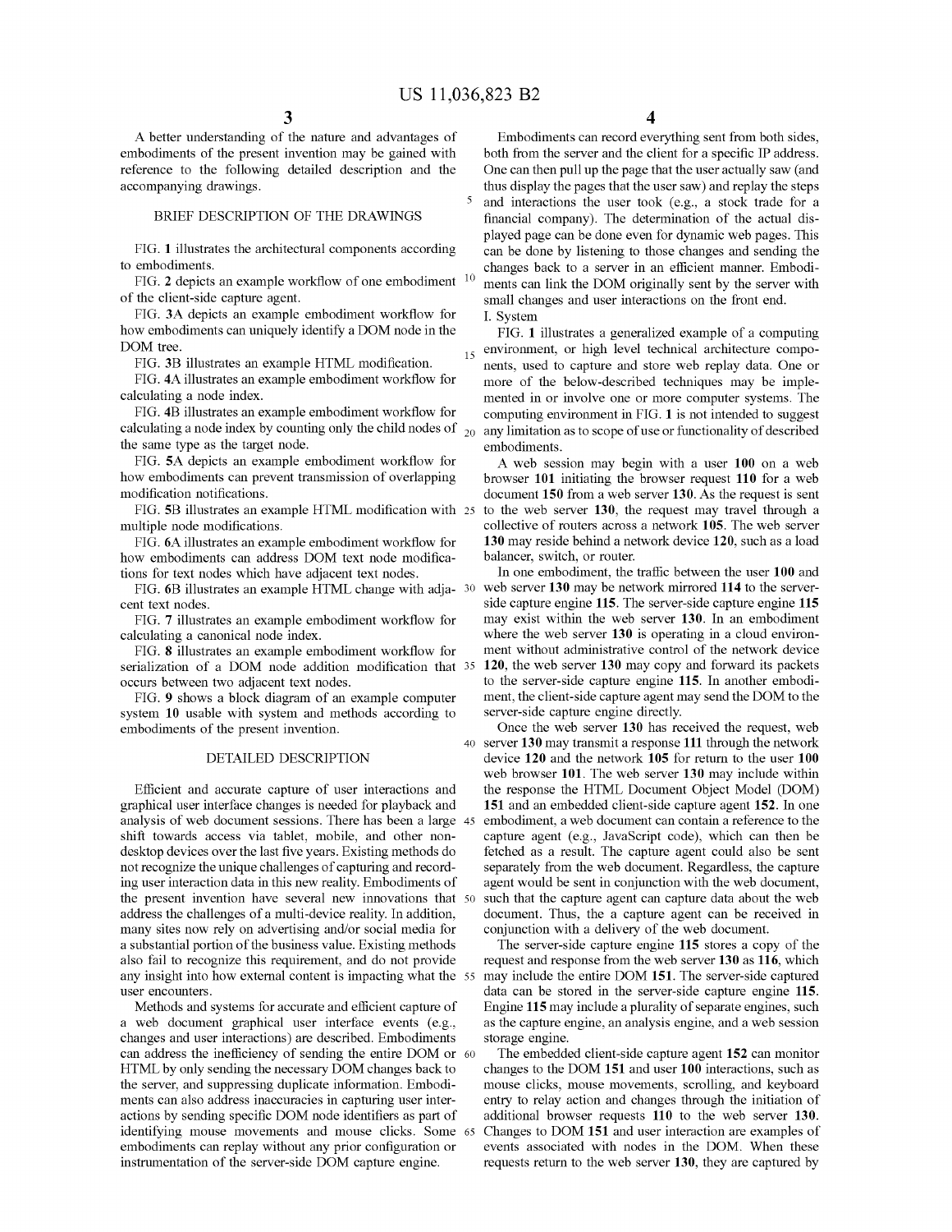A better understanding of the nature and advantages of embodiments of the present invention may be gained with reference to the following detailed description and the accompanying drawings.

## BRIEF DESCRIPTION OF THE DRAWINGS

FIG. 1 illustrates the architectural components according to embodiments.

FIG. 2 depicts an example workflow of one embodiment of the client-side capture agent.

FIG. 3A depicts an example embodiment workflow for how embodiments can uniquely identify a DOM node in the DOM tree.

FIG. 3B illustrates an example HTML modification.

FIG. 4A illustrates an example embodiment workflow for calculating a node index.

FIG. 4B illustrates an example embodiment workflow for calculating a node index by counting only the child nodes of the same type as the target node.

FIG. 5A depicts an example embodiment workflow for how embodiments can prevent transmission of overlapping modification notifications.

FIG. 5B illustrates an example HTML modification with multiple node modifications.

FIG. 6A illustrates an example embodiment workflow for how embodiments can address DOM text node modifications for text nodes which have adjacent text nodes.

FIG. 6B illustrates an example HTML change with adjacent text nodes.

FIG. 7 illustrates an example embodiment workflow for calculating a canonical node index.

FIG. 8 illustrates an example embodiment workflow for serialization of a DOM node addition modification that occurs between two adjacent text nodes.

FIG. 9 shows a block diagram of an example computer system 10 usable with system and methods according to embodiments of the present invention.

## DETAILED DESCRIPTION

Efficient and accurate capture of user interactions and graphical user interface changes is needed for playback and analysis of web document sessions. There has been a large shift towards access via tablet, mobile, and other non-desktop devices over the last five years. Existing methods do not recognize the unique challenges of capturing and recording user interaction data in this new reality. Embodiments of the present invention have several new innovations that address the challenges of a multi-device reality. In addition, many sites now rely on advertising and/or social media for a substantial portion of the business value. Existing methods also fail to recognize this requirement, and do not provide any insight into how external content is impacting what the user encounters.

Methods and systems for accurate and efficient capture of a web document graphical user interface events (e.g., changes and user interactions) are described. Embodiments can address the inefficiency of sending the entire DOM or HTML by only sending the necessary DOM changes back to the server, and suppressing duplicate information. Embodiments can also address inaccuracies in capturing user interactions by sending specific DOM node identifiers as part of identifying mouse movements and mouse clicks. Some embodiments can replay without any prior configuration or instrumentation of the server-side DOM capture engine.

Embodiments can record everything sent from both sides, both from the server and the client for a specific IP address. One can then pull up the page that the user actually saw (and thus display the pages that the user saw) and replay the steps and interactions the user took (e.g., a stock trade for a financial company). The determination of the actual displayed page can be done even for dynamic web pages. This can be done by listening to those changes and sending the changes back to a server in an efficient manner. Embodiments can link the DOM originally sent by the server with small changes and user interactions on the front end.

## I. System

FIG. 1 illustrates a generalized example of a computing environment, or high level technical architecture components, used to capture and store web replay data. One or more of the below-described techniques may be implemented in or involve one or more computer systems. The computing environment in FIG. 1 is not intended to suggest any limitation as to scope of use or functionality of described embodiments.

A web session may begin with a user 100 on a web browser 101 initiating the browser request 110 for a web document 150 from a web server 130. As the request is sent to the web server 130, the request may travel through a collective of routers across a network 105. The web server 130 may reside behind a network device 120, such as a load balancer, switch, or router.

In one embodiment, the traffic between the user 100 and web server 130 may be network mirrored 114 to the server-side capture engine 115. The server-side capture engine 115 may exist within the web server 130. In an embodiment where the web server 130 is operating in a cloud environment without administrative control of the network device 120, the web server 130 may copy and forward its packets to the server-side capture engine 115. In another embodiment, the client-side capture agent may send the DOM to the server-side capture engine directly.

Once the web server 130 has received the request, web server 130 may transmit a response 111 through the network device 120 and the network 105 for return to the user 100 web browser 101. The web server 130 may include within the response the HTML Document Object Model (DOM) 151 and an embedded client-side capture agent 152. In one embodiment, a web document can contain a reference to the capture agent (e.g., JavaScript code), which can then be fetched as a result. The capture agent could also be sent separately from the web document. Regardless, the capture agent would be sent in conjunction with the web document, such that the capture agent can capture data about the web document. Thus, the a capture agent can be received in conjunction with a delivery of the web document.

The server-side capture engine 115 stores a copy of the request and response from the web server 130 as 116, which may include the entire DOM 151. The server-side captured data can be stored in the server-side capture engine 115. Engine 115 may include a plurality of separate engines, such as the capture engine, an analysis engine, and a web session storage engine.

The embedded client-side capture agent 152 can monitor changes to the DOM 151 and user 100 interactions, such as mouse clicks, mouse movements, scrolling, and keyboard entry to relay action and changes through the initiation of additional browser requests 110 to the web server 130. Changes to DOM 151 and user interaction are examples of events associated with nodes in the DOM. When these requests return to the web server 130, they are captured by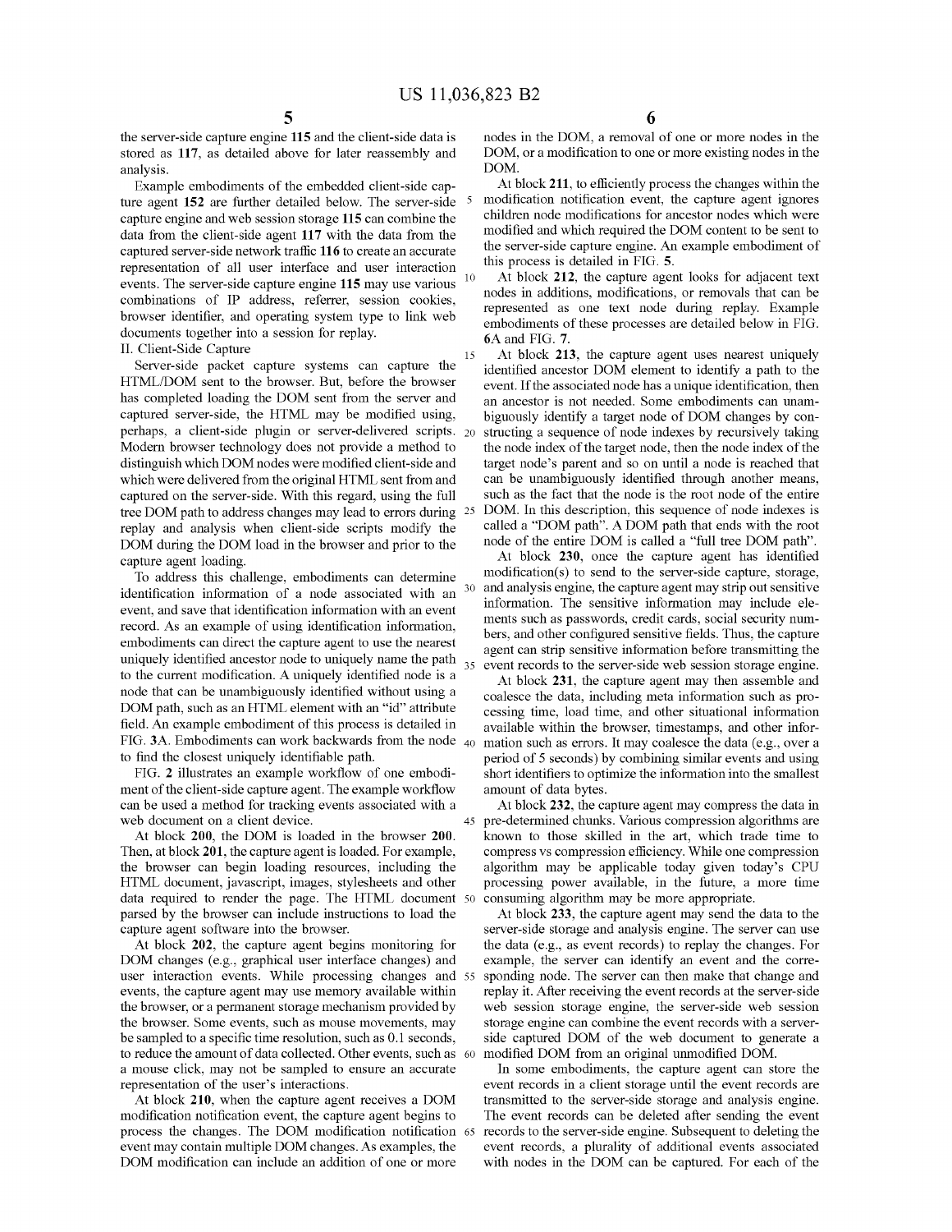the server-side capture engine **115** and the client-side data is stored as **117**, as detailed above for later reassembly and analysis.

Example embodiments of the embedded client-side capture agent **152** are further detailed below. The server-side capture engine and web session storage **115** can combine the data from the client-side agent **117** with the data from the captured server-side network traffic **116** to create an accurate representation of all user interface and user interaction events. The server-side capture engine **115** may use various combinations of IP address, referrer, session cookies, browser identifier, and operating system type to link web documents together into a session for replay.

## II. Client-Side Capture

Server-side packet capture systems can capture the HTML/DOM sent to the browser. But, before the browser has completed loading the DOM sent from the server and captured server-side, the HTML may be modified using, perhaps, a client-side plugin or server-delivered scripts. Modern browser technology does not provide a method to distinguish which DOM nodes were modified client-side and which were delivered from the original HTML sent from and captured on the server-side. With this regard, using the full tree DOM path to address changes may lead to errors during replay and analysis when client-side scripts modify the DOM during the DOM load in the browser and prior to the capture agent loading.

To address this challenge, embodiments can determine identification information of a node associated with an event, and save that identification information with an event record. As an example of using identification information, embodiments can direct the capture agent to use the nearest uniquely identified ancestor node to uniquely name the path to the current modification. A uniquely identified node is a node that can be unambiguously identified without using a DOM path, such as an HTML element with an "id" attribute field. An example embodiment of this process is detailed in FIG. **3A**. Embodiments can work backwards from the node to find the closest uniquely identifiable path.

FIG. **2** illustrates an example workflow of one embodiment of the client-side capture agent. The example workflow can be used a method for tracking events associated with a web document on a client device.

At block **200**, the DOM is loaded in the browser **200**. Then, at block **201**, the capture agent is loaded. For example, the browser can begin loading resources, including the HTML document, javascript, images, stylesheets and other data required to render the page. The HTML document parsed by the browser can include instructions to load the capture agent software into the browser.

At block **202**, the capture agent begins monitoring for DOM changes (e.g., graphical user interface changes) and user interaction events. While processing changes and events, the capture agent may use memory available within the browser, or a permanent storage mechanism provided by the browser. Some events, such as mouse movements, may be sampled to a specific time resolution, such as 0.1 seconds, to reduce the amount of data collected. Other events, such as a mouse click, may not be sampled to ensure an accurate representation of the user's interactions.

At block **210**, when the capture agent receives a DOM modification notification event, the capture agent begins to process the changes. The DOM modification notification event may contain multiple DOM changes. As examples, the DOM modification can include an addition of one or more nodes in the DOM, a removal of one or more nodes in the DOM, or a modification to one or more existing nodes in the DOM.

At block **211**, to efficiently process the changes within the modification notification event, the capture agent ignores children node modifications for ancestor nodes which were modified and which required the DOM content to be sent to the server-side capture engine. An example embodiment of this process is detailed in FIG. **5**.

At block **212**, the capture agent looks for adjacent text nodes in additions, modifications, or removals that can be represented as one text node during replay. Example embodiments of these processes are detailed below in FIG. **6A** and FIG. **7**.

At block **213**, the capture agent uses nearest uniquely identified ancestor DOM element to identify a path to the event. If the associated node has a unique identification, then an ancestor is not needed. Some embodiments can unambiguously identify a target node of DOM changes by constructing a sequence of node indexes by recursively taking the node index of the target node, then the node index of the target node's parent and so on until a node is reached that can be unambiguously identified through another means, such as the fact that the node is the root node of the entire DOM. In this description, this sequence of node indexes is called a "DOM path". A DOM path that ends with the root node of the entire DOM is called a "full tree DOM path".

At block **230**, once the capture agent has identified modification(s) to send to the server-side capture, storage, and analysis engine, the capture agent may strip out sensitive information. The sensitive information may include elements such as passwords, credit cards, social security numbers, and other configured sensitive fields. Thus, the capture agent can strip sensitive information before transmitting the event records to the server-side web session storage engine.

At block **231**, the capture agent may then assemble and coalesce the data, including meta information such as processing time, load time, and other situational information available within the browser, timestamps, and other information such as errors. It may coalesce the data (e.g., over a period of 5 seconds) by combining similar events and using short identifiers to optimize the information into the smallest amount of data bytes.

At block **232**, the capture agent may compress the data in pre-determined chunks. Various compression algorithms are known to those skilled in the art, which trade time to compress vs compression efficiency. While one compression algorithm may be applicable today given today's CPU processing power available, in the future, a more time consuming algorithm may be more appropriate.

At block **233**, the capture agent may send the data to the server-side storage and analysis engine. The server can use the data (e.g., as event records) to replay the changes. For example, the server can identify an event and the corresponding node. The server can then make that change and replay it. After receiving the event records at the server-side web session storage engine, the server-side web session storage engine can combine the event records with a server-side captured DOM of the web document to generate a modified DOM from an original unmodified DOM.

In some embodiments, the capture agent can store the event records in a client storage until the event records are transmitted to the server-side storage and analysis engine. The event records can be deleted after sending the event records to the server-side engine. Subsequent to deleting the event records, a plurality of additional events associated with nodes in the DOM can be captured. For each of the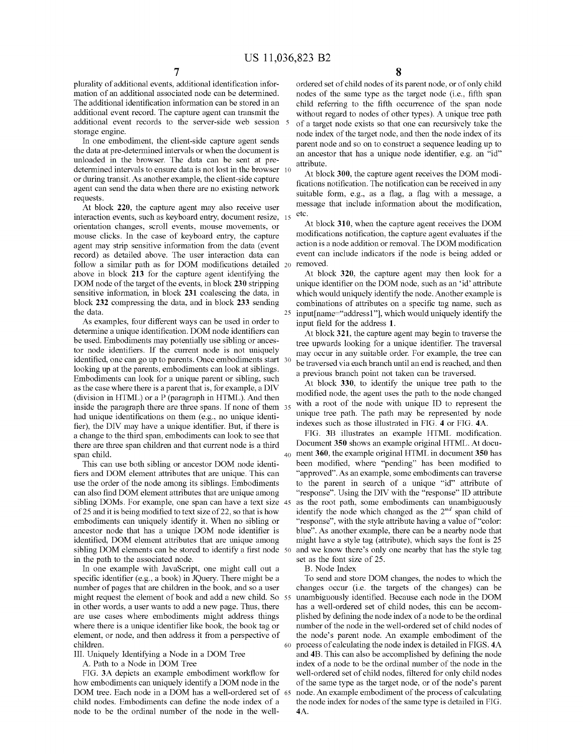plurality of additional events, additional identification information of an additional associated node can be determined. The additional identification information can be stored in an additional event record. The capture agent can transmit the additional event records to the server-side web session storage engine.

In one embodiment, the client-side capture agent sends the data at pre-determined intervals or when the document is unloaded in the browser. The data can be sent at pre-determined intervals to ensure data is not lost in the browser or during transit. As another example, the client-side capture agent can send the data when there are no existing network requests.

At block **220**, the capture agent may also receive user interaction events, such as keyboard entry, document resize, orientation changes, scroll events, mouse movements, or mouse clicks. In the case of keyboard entry, the capture agent may strip sensitive information from the data (event record) as detailed above. The user interaction data can follow a similar path as for DOM modifications detailed above in block **213** for the capture agent identifying the DOM node of the target of the events, in block **230** stripping sensitive information, in block **231** coalescing the data, in block **232** compressing the data, and in block **233** sending the data.

As examples, four different ways can be used in order to determine a unique identification. DOM node identifiers can be used. Embodiments may potentially use sibling or ancestor node identifiers. If the current node is not uniquely identified, one can go up to parents. Once embodiments start looking up at the parents, embodiments can look at siblings. Embodiments can look for a unique parent or sibling, such as the case where there is a parent that is, for example, a DIV (division in HTML) or a P (paragraph in HTML). And then inside the paragraph there are three spans. If none of them had unique identifications on them (e.g., no unique identifier), the DIV may have a unique identifier. But, if there is a change to the third span, embodiments can look to see that there are three span children and that current node is a third span child.

This can use both sibling or ancestor DOM node identifiers and DOM element attributes that are unique. This can use the order of the node among its siblings. Embodiments can also find DOM element attributes that are unique among sibling DOMs. For example, one span can have a text size of 25 and it is being modified to text size of 22, so that is how embodiments can uniquely identify it. When no sibling or ancestor node that has a unique DOM node identifier is identified, DOM element attributes that are unique among sibling DOM elements can be stored to identify a first node in the path to the associated node.

In one example with JavaScript, one might call out a specific identifier (e.g., a book) in JQuery. There might be a number of pages that are children in the book, and so a user might request the element of book and add a new child. So in other words, a user wants to add a new page. Thus, there are use cases where embodiments might address things where there is a unique identifier like book, the book tag or element, or node, and then address it from a perspective of children.

III. Uniquely Identifying a Node in a DOM Tree

A. Path to a Node in DOM Tree

FIG. **3A** depicts an example embodiment workflow for how embodiments can uniquely identify a DOM node in the DOM tree. Each node in a DOM has a well-ordered set of child nodes. Embodiments can define the node index of a node to be the ordinal number of the node in the well-ordered set of child nodes of its parent node, or of only child nodes of the same type as the target node (i.e., fifth span child referring to the fifth occurrence of the span node without regard to nodes of other types). A unique tree path of a target node exists so that one can recursively take the node index of the target node, and then the node index of its parent node and so on to construct a sequence leading up to an ancestor that has a unique node identifier, e.g. an "id" attribute.

At block **300**, the capture agent receives the DOM modifications notification. The notification can be received in any suitable form, e.g., as a flag, a flag with a message, a message that include information about the modification, etc.

At block **310**, when the capture agent receives the DOM modifications notification, the capture agent evaluates if the action is a node addition or removal. The DOM modification event can include indicators if the node is being added or removed.

At block **320**, the capture agent may then look for a unique identifier on the DOM node, such as an 'id' attribute which would uniquely identify the node. Another example is combinations of attributes on a specific tag name, such as input[name="address1"], which would uniquely identify the input field for the address **1**.

At block **321**, the capture agent may begin to traverse the tree upwards looking for a unique identifier. The traversal may occur in any suitable order. For example, the tree can be traversed via each branch until an end is reached, and then a previous branch point not taken can be traversed.

At block **330**, to identify the unique tree path to the modified node, the agent uses the path to the node changed with a root of the node with unique ID to represent the unique tree path. The path may be represented by node indexes such as those illustrated in FIG. **4** or FIG. **4A**.

FIG. **3B** illustrates an example HTML modification. Document **350** shows an example original HTML. At document **360**, the example original HTML in document **350** has been modified, where "pending" has been modified to "approved". As an example, some embodiments can traverse to the parent in search of a unique "id" attribute of "response". Using the DIV with the "response" ID attribute as the root path, some embodiments can unambiguously identify the node which changed as the 2nd span child of "response", with the style attribute having a value of "color: blue". As another example, there can be a nearby node that might have a style tag (attribute), which says the font is 25 and we know there's only one nearby that has the style tag set as the font size of 25.

B. Node Index

To send and store DOM changes, the nodes to which the changes occur (i.e. the targets of the changes) can be unambiguously identified. Because each node in the DOM has a well-ordered set of child nodes, this can be accomplished by defining the node index of a node to be the ordinal number of the node in the well-ordered set of child nodes of the node's parent node. An example embodiment of the process of calculating the node index is detailed in FIGS. **4A** and **4B**. This can also be accomplished by defining the node index of a node to be the ordinal number of the node in the well-ordered set of child nodes, filtered for only child nodes of the same type as the target node, or of the node's parent node. An example embodiment of the process of calculating the node index for nodes of the same type is detailed in FIG. **4A**.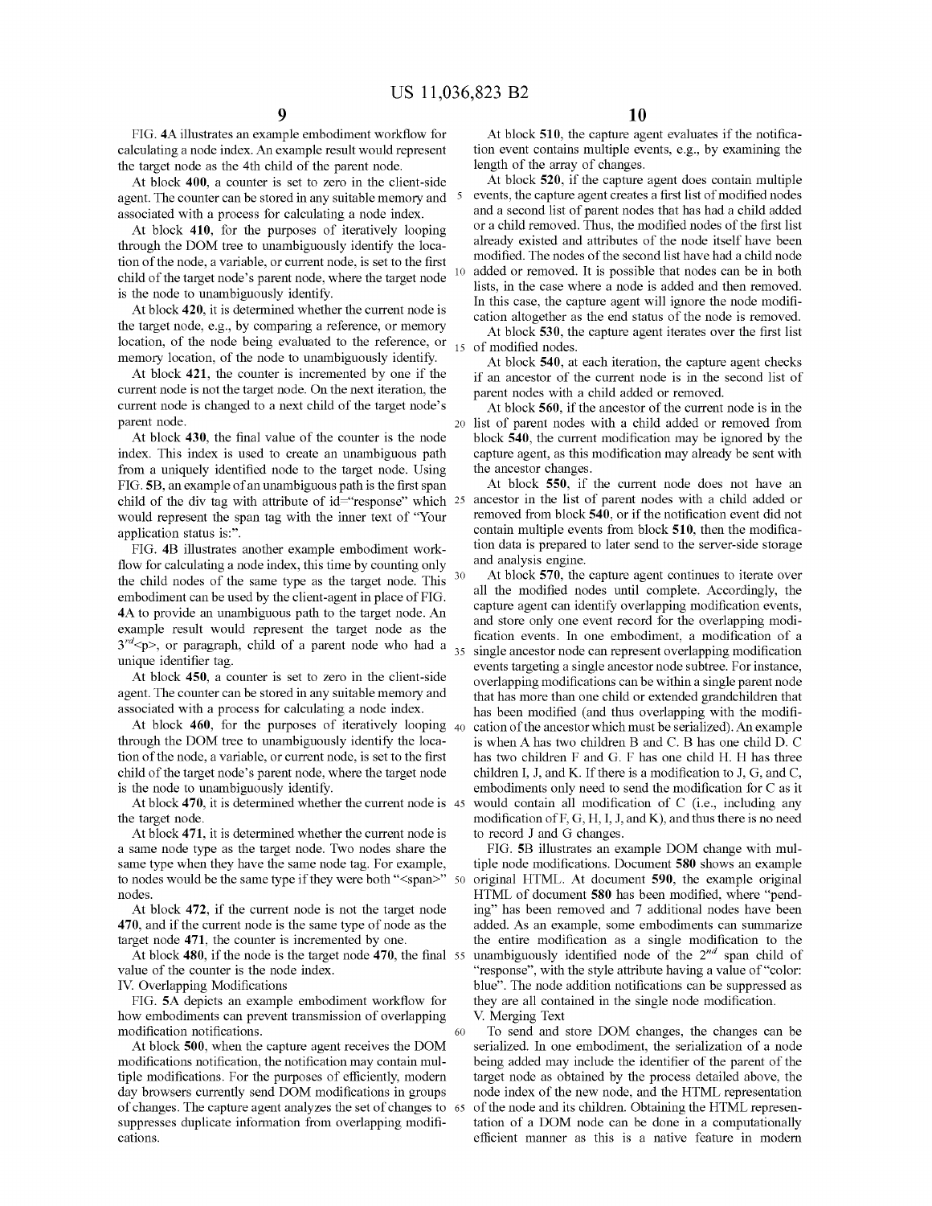FIG. 4A illustrates an example embodiment workflow for calculating a node index. An example result would represent the target node as the 4th child of the parent node.

At block 400, a counter is set to zero in the client-side agent. The counter can be stored in any suitable memory and associated with a process for calculating a node index.

At block 410, for the purposes of iteratively looping through the DOM tree to unambiguously identify the location of the node, a variable, or current node, is set to the first child of the target node's parent node, where the target node is the node to unambiguously identify.

At block 420, it is determined whether the current node is the target node, e.g., by comparing a reference, or memory location, of the node being evaluated to the reference, or memory location, of the node to unambiguously identify.

At block 421, the counter is incremented by one if the current node is not the target node. On the next iteration, the current node is changed to a next child of the target node's parent node.

At block 430, the final value of the counter is the node index. This index is used to create an unambiguous path from a uniquely identified node to the target node. Using FIG. 5B, an example of an unambiguous path is the first span child of the div tag with attribute of id="response" which would represent the span tag with the inner text of "Your application status is:".

FIG. 4B illustrates another example embodiment workflow for calculating a node index, this time by counting only the child nodes of the same type as the target node. This embodiment can be used by the client-agent in place of FIG. 4A to provide an unambiguous path to the target node. An example result would represent the target node as the 3rd <p>, or paragraph, child of a parent node who had a unique identifier tag.

At block 450, a counter is set to zero in the client-side agent. The counter can be stored in any suitable memory and associated with a process for calculating a node index.

At block 460, for the purposes of iteratively looping through the DOM tree to unambiguously identify the location of the node, a variable, or current node, is set to the first child of the target node's parent node, where the target node is the node to unambiguously identify.

At block 470, it is determined whether the current node is the target node.

At block 471, it is determined whether the current node is a same node type as the target node. Two nodes share the same type when they have the same node tag. For example, to nodes would be the same type if they were both "<span>" nodes.

At block 472, if the current node is not the target node 470, and if the current node is the same type of node as the target node 471, the counter is incremented by one.

At block 480, if the node is the target node 470, the final value of the counter is the node index.

## IV. Overlapping Modifications

FIG. 5A depicts an example embodiment workflow for how embodiments can prevent transmission of overlapping modification notifications.

At block 500, when the capture agent receives the DOM modifications notification, the notification may contain multiple modifications. For the purposes of efficiently, modern day browsers currently send DOM modifications in groups of changes. The capture agent analyzes the set of changes to suppresses duplicate information from overlapping modifications.

At block 510, the capture agent evaluates if the notification event contains multiple events, e.g., by examining the length of the array of changes.

At block 520, if the capture agent does contain multiple events, the capture agent creates a first list of modified nodes and a second list of parent nodes that has had a child added or a child removed. Thus, the modified nodes of the first list already existed and attributes of the node itself have been modified. The nodes of the second list have had a child node added or removed. It is possible that nodes can be in both lists, in the case where a node is added and then removed. In this case, the capture agent will ignore the node modification altogether as the end status of the node is removed.

At block 530, the capture agent iterates over the first list of modified nodes.

At block 540, at each iteration, the capture agent checks if an ancestor of the current node is in the second list of parent nodes with a child added or removed.

At block 560, if the ancestor of the current node is in the list of parent nodes with a child added or removed from block 540, the current modification may be ignored by the capture agent, as this modification may already be sent with the ancestor changes.

At block 550, if the current node does not have an ancestor in the list of parent nodes with a child added or removed from block 540, or if the notification event did not contain multiple events from block 510, then the modification data is prepared to later send to the server-side storage and analysis engine.

At block 570, the capture agent continues to iterate over all the modified nodes until complete. Accordingly, the capture agent can identify overlapping modification events, and store only one event record for the overlapping modification events. In one embodiment, a modification of a single ancestor node can represent overlapping modification events targeting a single ancestor node subtree. For instance, overlapping modifications can be within a single parent node that has more than one child or extended grandchildren that has been modified (and thus overlapping with the modification of the ancestor which must be serialized). An example is when A has two children B and C. B has one child D. C has two children F and G. F has one child H. H has three children I, J, and K. If there is a modification to J, G, and C, embodiments only need to send the modification for C as it would contain all modification of C (i.e., including any modification of F, G, H, I, J, and K), and thus there is no need to record J and G changes.

FIG. 5B illustrates an example DOM change with multiple node modifications. Document 580 shows an example original HTML. At document 590, the example original HTML of document 580 has been modified, where "pending" has been removed and 7 additional nodes have been added. As an example, some embodiments can summarize the entire modification as a single modification to the unambiguously identified node of the 2nd span child of "response", with the style attribute having a value of "color: blue". The node addition notifications can be suppressed as they are all contained in the single node modification.

## V. Merging Text

To send and store DOM changes, the changes can be serialized. In one embodiment, the serialization of a node being added may include the identifier of the parent of the target node as obtained by the process detailed above, the node index of the new node, and the HTML representation of the node and its children. Obtaining the HTML representation of a DOM node can be done in a computationally efficient manner as this is a native feature in modern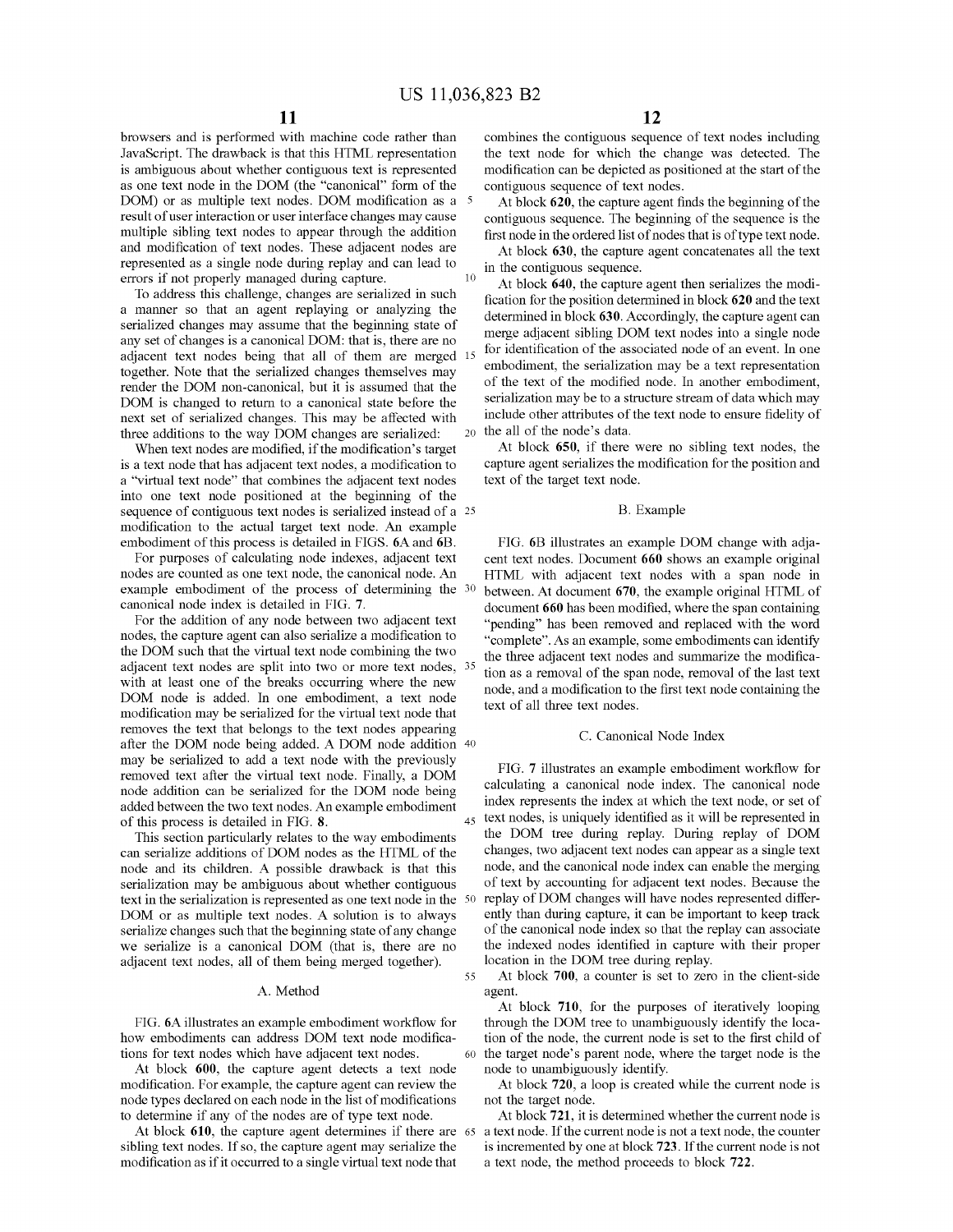browsers and is performed with machine code rather than JavaScript. The drawback is that this HTML representation is ambiguous about whether contiguous text is represented as one text node in the DOM (the "canonical" form of the DOM) or as multiple text nodes. DOM modification as a result of user interaction or user interface changes may cause multiple sibling text nodes to appear through the addition and modification of text nodes. These adjacent nodes are represented as a single node during replay and can lead to errors if not properly managed during capture.

To address this challenge, changes are serialized in such a manner so that an agent replaying or analyzing the serialized changes may assume that the beginning state of any set of changes is a canonical DOM: that is, there are no adjacent text nodes being that all of them are merged together. Note that the serialized changes themselves may render the DOM non-canonical, but it is assumed that the DOM is changed to return to a canonical state before the next set of serialized changes. This may be affected with three additions to the way DOM changes are serialized:

When text nodes are modified, if the modification's target is a text node that has adjacent text nodes, a modification to a "virtual text node" that combines the adjacent text nodes into one text node positioned at the beginning of the sequence of contiguous text nodes is serialized instead of a modification to the actual target text node. An example embodiment of this process is detailed in FIGS. **6A** and **6B**.

For purposes of calculating node indexes, adjacent text nodes are counted as one text node, the canonical node. An example embodiment of the process of determining the canonical node index is detailed in FIG. **7**.

For the addition of any node between two adjacent text nodes, the capture agent can also serialize a modification to the DOM such that the virtual text node combining the two adjacent text nodes are split into two or more text nodes, with at least one of the breaks occurring where the new DOM node is added. In one embodiment, a text node modification may be serialized for the virtual text node that removes the text that belongs to the text nodes appearing after the DOM node being added. A DOM node addition may be serialized to add a text node with the previously removed text after the virtual text node. Finally, a DOM node addition can be serialized for the DOM node being added between the two text nodes. An example embodiment of this process is detailed in FIG. **8**.

This section particularly relates to the way embodiments can serialize additions of DOM nodes as the HTML of the node and its children. A possible drawback is that this serialization may be ambiguous about whether contiguous text in the serialization is represented as one text node in the DOM or as multiple text nodes. A solution is to always serialize changes such that the beginning state of any change we serialize is a canonical DOM (that is, there are no adjacent text nodes, all of them being merged together).

## A. Method

FIG. **6A** illustrates an example embodiment workflow for how embodiments can address DOM text node modifications for text nodes which have adjacent text nodes.

At block **600**, the capture agent detects a text node modification. For example, the capture agent can review the node types declared on each node in the list of modifications to determine if any of the nodes are of type text node.

At block **610**, the capture agent determines if there are sibling text nodes. If so, the capture agent may serialize the modification as if it occurred to a single virtual text node that combines the contiguous sequence of text nodes including the text node for which the change was detected. The modification can be depicted as positioned at the start of the contiguous sequence of text nodes.

At block **620**, the capture agent finds the beginning of the contiguous sequence. The beginning of the sequence is the first node in the ordered list of nodes that is of type text node.

At block **630**, the capture agent concatenates all the text in the contiguous sequence.

At block **640**, the capture agent then serializes the modification for the position determined in block **620** and the text determined in block **630**. Accordingly, the capture agent can merge adjacent sibling DOM text nodes into a single node for identification of the associated node of an event. In one embodiment, the serialization may be a text representation of the text of the modified node. In another embodiment, serialization may be to a structure stream of data which may include other attributes of the text node to ensure fidelity of the all of the node's data.

At block **650**, if there were no sibling text nodes, the capture agent serializes the modification for the position and text of the target text node.

## B. Example

FIG. **6B** illustrates an example DOM change with adjacent text nodes. Document **660** shows an example original HTML with adjacent text nodes with a span node in between. At document **670**, the example original HTML of document **660** has been modified, where the span containing "pending" has been removed and replaced with the word "complete". As an example, some embodiments can identify the three adjacent text nodes and summarize the modification as a removal of the span node, removal of the last text node, and a modification to the first text node containing the text of all three text nodes.

## C. Canonical Node Index

FIG. **7** illustrates an example embodiment workflow for calculating a canonical node index. The canonical node index represents the index at which the text node, or set of text nodes, is uniquely identified as it will be represented in the DOM tree during replay. During replay of DOM changes, two adjacent text nodes can appear as a single text node, and the canonical node index can enable the merging of text by accounting for adjacent text nodes. Because the replay of DOM changes will have nodes represented differently than during capture, it can be important to keep track of the canonical node index so that the replay can associate the indexed nodes identified in capture with their proper location in the DOM tree during replay.

At block **700**, a counter is set to zero in the client-side agent.

At block **710**, for the purposes of iteratively looping through the DOM tree to unambiguously identify the location of the node, the current node is set to the first child of the target node's parent node, where the target node is the node to unambiguously identify.

At block **720**, a loop is created while the current node is not the target node.

At block **721**, it is determined whether the current node is a text node. If the current node is not a text node, the counter is incremented by one at block **723**. If the current node is not a text node, the method proceeds to block **722**.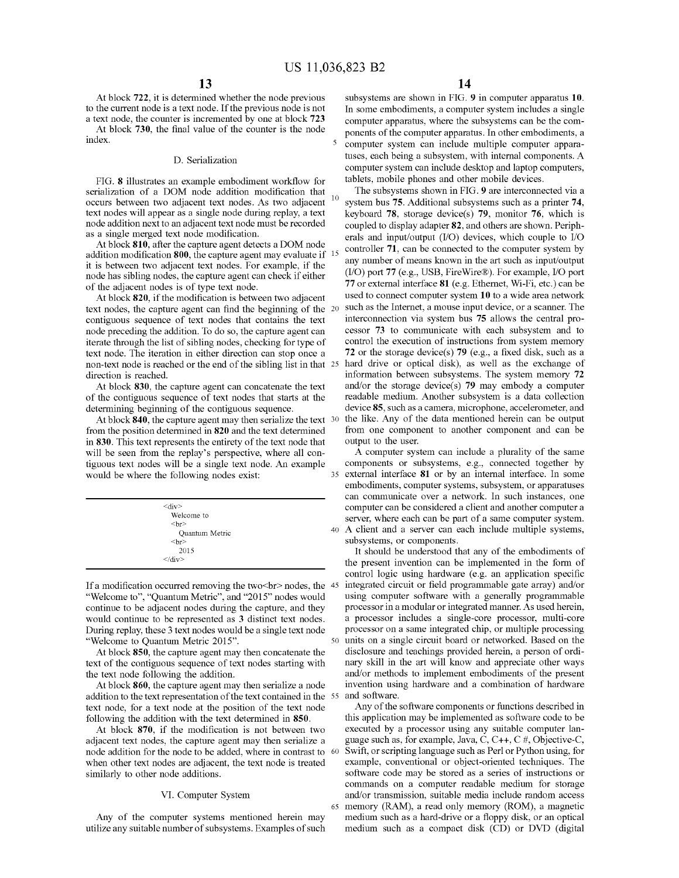At block **722**, it is determined whether the node previous to the current node is a text node. If the previous node is not a text node, the counter is incremented by one at block **723**

At block **730**, the final value of the counter is the node index.

### D. Serialization

FIG. **8** illustrates an example embodiment workflow for serialization of a DOM node addition modification that occurs between two adjacent text nodes. As two adjacent text nodes will appear as a single node during replay, a text node addition next to an adjacent text node must be recorded as a single merged text node modification.

At block **810**, after the capture agent detects a DOM node addition modification **800**, the capture agent may evaluate if it is between two adjacent text nodes. For example, if the node has sibling nodes, the capture agent can check if either of the adjacent nodes is of type text node.

At block **820**, if the modification is between two adjacent text nodes, the capture agent can find the beginning of the contiguous sequence of text nodes that contains the text node preceding the addition. To do so, the capture agent can iterate through the list of sibling nodes, checking for type of text node. The iteration in either direction can stop once a non-text node is reached or the end of the sibling list in that direction is reached.

At block **830**, the capture agent can concatenate the text of the contiguous sequence of text nodes that starts at the determining beginning of the contiguous sequence.

At block **840**, the capture agent may then serialize the text from the position determined in **820** and the text determined in **830**. This text represents the entirety of the text node that will be seen from the replay's perspective, where all contiguous text nodes will be a single text node. An example would be where the following nodes exist:

```
<div>
  Welcome to
  <br>
    Quantum Metric
  <br>
    2015
</div>
```

If a modification occurred removing the two<br> nodes, the "Welcome to", "Quantum Metric", and "2015" nodes would continue to be adjacent nodes during the capture, and they would continue to be represented as **3** distinct text nodes. During replay, these 3 text nodes would be a single text node "Welcome to Quantum Metric 2015".

At block **850**, the capture agent may then concatenate the text of the contiguous sequence of text nodes starting with the text node following the addition.

At block **860**, the capture agent may then serialize a node addition to the text representation of the text contained in the text node, for a text node at the position of the text node following the addition with the text determined in **850**.

At block **870**, if the modification is not between two adjacent text nodes, the capture agent may then serialize a node addition for the node to be added, where in contrast to when other text nodes are adjacent, the text node is treated similarly to other node additions.

## VI. Computer System

Any of the computer systems mentioned herein may utilize any suitable number of subsystems. Examples of such subsystems are shown in FIG. **9** in computer apparatus **10**. In some embodiments, a computer system includes a single computer apparatus, where the subsystems can be the components of the computer apparatus. In other embodiments, a computer system can include multiple computer apparatuses, each being a subsystem, with internal components. A computer system can include desktop and laptop computers, tablets, mobile phones and other mobile devices.

The subsystems shown in FIG. **9** are interconnected via a system bus **75**. Additional subsystems such as a printer **74**, keyboard **78**, storage device(s) **79**, monitor **76**, which is coupled to display adapter **82**, and others are shown. Peripherals and input/output (I/O) devices, which couple to I/O controller **71**, can be connected to the computer system by any number of means known in the art such as input/output (I/O) port **77** (e.g., USB, FireWire®). For example, I/O port **77** or external interface **81** (e.g. Ethernet, Wi-Fi, etc.) can be used to connect computer system **10** to a wide area network such as the Internet, a mouse input device, or a scanner. The interconnection via system bus **75** allows the central processor **73** to communicate with each subsystem and to control the execution of instructions from system memory **72** or the storage device(s) **79** (e.g., a fixed disk, such as a hard drive or optical disk), as well as the exchange of information between subsystems. The system memory **72** and/or the storage device(s) **79** may embody a computer readable medium. Another subsystem is a data collection device **85**, such as a camera, microphone, accelerometer, and the like. Any of the data mentioned herein can be output from one component to another component and can be output to the user.

A computer system can include a plurality of the same components or subsystems, e.g., connected together by external interface **81** or by an internal interface. In some embodiments, computer systems, subsystem, or apparatuses can communicate over a network. In such instances, one computer can be considered a client and another computer a server, where each can be part of a same computer system. A client and a server can each include multiple systems, subsystems, or components.

It should be understood that any of the embodiments of the present invention can be implemented in the form of control logic using hardware (e.g. an application specific integrated circuit or field programmable gate array) and/or using computer software with a generally programmable processor in a modular or integrated manner. As used herein, a processor includes a single-core processor, multi-core processor on a same integrated chip, or multiple processing units on a single circuit board or networked. Based on the disclosure and teachings provided herein, a person of ordinary skill in the art will know and appreciate other ways and/or methods to implement embodiments of the present invention using hardware and a combination of hardware and software.

Any of the software components or functions described in this application may be implemented as software code to be executed by a processor using any suitable computer language such as, for example, Java, C, C++, C #, Objective-C, Swift, or scripting language such as Perl or Python using, for example, conventional or object-oriented techniques. The software code may be stored as a series of instructions or commands on a computer readable medium for storage and/or transmission, suitable media include random access memory (RAM), a read only memory (ROM), a magnetic medium such as a hard-drive or a floppy disk, or an optical medium such as a compact disk (CD) or DVD (digital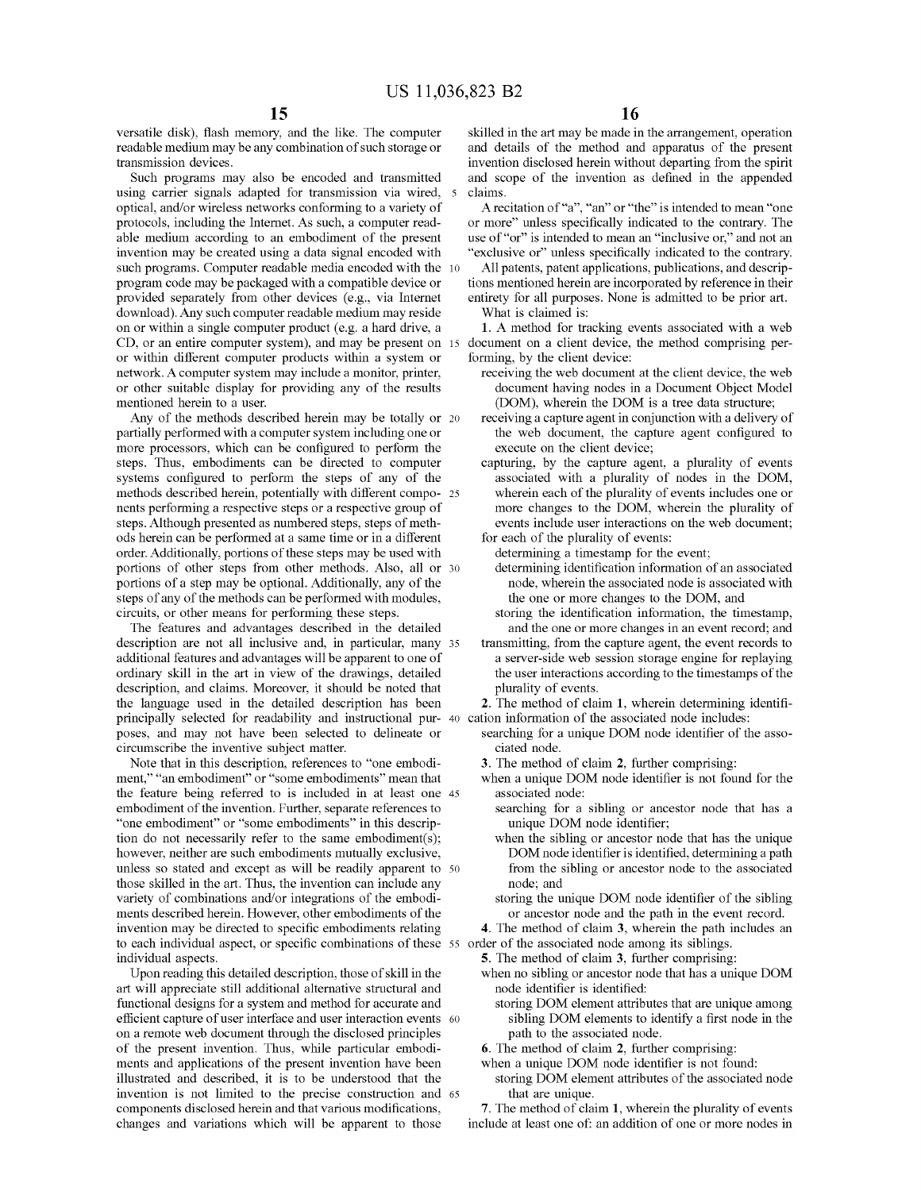versatile disk), flash memory, and the like. The computer readable medium may be any combination of such storage or transmission devices.

Such programs may also be encoded and transmitted using carrier signals adapted for transmission via wired, optical, and/or wireless networks conforming to a variety of protocols, including the Internet. As such, a computer readable medium according to an embodiment of the present invention may be created using a data signal encoded with such programs. Computer readable media encoded with the program code may be packaged with a compatible device or provided separately from other devices (e.g., via Internet download). Any such computer readable medium may reside on or within a single computer product (e.g. a hard drive, a CD, or an entire computer system), and may be present on or within different computer products within a system or network. A computer system may include a monitor, printer, or other suitable display for providing any of the results mentioned herein to a user.

Any of the methods described herein may be totally or partially performed with a computer system including one or more processors, which can be configured to perform the steps. Thus, embodiments can be directed to computer systems configured to perform the steps of any of the methods described herein, potentially with different components performing a respective steps or a respective group of steps. Although presented as numbered steps, steps of methods herein can be performed at a same time or in a different order. Additionally, portions of these steps may be used with portions of other steps from other methods. Also, all or portions of a step may be optional. Additionally, any of the steps of any of the methods can be performed with modules, circuits, or other means for performing these steps.

The features and advantages described in the detailed description are not all inclusive and, in particular, many additional features and advantages will be apparent to one of ordinary skill in the art in view of the drawings, detailed description, and claims. Moreover, it should be noted that the language used in the detailed description has been principally selected for readability and instructional purposes, and may not have been selected to delineate or circumscribe the inventive subject matter.

Note that in this description, references to "one embodiment," "an embodiment" or "some embodiments" mean that the feature being referred to is included in at least one embodiment of the invention. Further, separate references to "one embodiment" or "some embodiments" in this description do not necessarily refer to the same embodiment(s); however, neither are such embodiments mutually exclusive, unless so stated and except as will be readily apparent to those skilled in the art. Thus, the invention can include any variety of combinations and/or integrations of the embodiments described herein. However, other embodiments of the invention may be directed to specific embodiments relating to each individual aspect, or specific combinations of these individual aspects.

Upon reading this detailed description, those of skill in the art will appreciate still additional alternative structural and functional designs for a system and method for accurate and efficient capture of user interface and user interaction events on a remote web document through the disclosed principles of the present invention. Thus, while particular embodiments and applications of the present invention have been illustrated and described, it is to be understood that the invention is not limited to the precise construction and components disclosed herein and that various modifications, changes and variations which will be apparent to those skilled in the art may be made in the arrangement, operation and details of the method and apparatus of the present invention disclosed herein without departing from the spirit and scope of the invention as defined in the appended claims.

A recitation of "a", "an" or "the" is intended to mean "one or more" unless specifically indicated to the contrary. The use of "or" is intended to mean an "inclusive or," and not an "exclusive or" unless specifically indicated to the contrary.

All patents, patent applications, publications, and descriptions mentioned herein are incorporated by reference in their entirety for all purposes. None is admitted to be prior art.

What is claimed is:

**1**. A method for tracking events associated with a web document on a client device, the method comprising performing, by the client device:

receiving the web document at the client device, the web document having nodes in a Document Object Model (DOM), wherein the DOM is a tree data structure;

receiving a capture agent in conjunction with a delivery of the web document, the capture agent configured to execute on the client device;

capturing, by the capture agent, a plurality of events associated with a plurality of nodes in the DOM, wherein each of the plurality of events includes one or more changes to the DOM, wherein the plurality of events include user interactions on the web document;

for each of the plurality of events:

determining a timestamp for the event;

determining identification information of an associated node, wherein the associated node is associated with the one or more changes to the DOM, and

storing the identification information, the timestamp, and the one or more changes in an event record; and

transmitting, from the capture agent, the event records to a server-side web session storage engine for replaying the user interactions according to the timestamps of the plurality of events.

**2**. The method of claim **1**, wherein determining identification information of the associated node includes:

searching for a unique DOM node identifier of the associated node.

**3**. The method of claim **2**, further comprising:

when a unique DOM node identifier is not found for the associated node:

searching for a sibling or ancestor node that has a unique DOM node identifier;

when the sibling or ancestor node that has the unique DOM node identifier is identified, determining a path from the sibling or ancestor node to the associated node; and

storing the unique DOM node identifier of the sibling or ancestor node and the path in the event record.

**4**. The method of claim **3**, wherein the path includes an order of the associated node among its siblings.

**5**. The method of claim **3**, further comprising:

when no sibling or ancestor node that has a unique DOM node identifier is identified:

storing DOM element attributes that are unique among sibling DOM elements to identify a first node in the path to the associated node.

**6**. The method of claim **2**, further comprising:

when a unique DOM node identifier is not found:

storing DOM element attributes of the associated node that are unique.

**7**. The method of claim **1**, wherein the plurality of events include at least one of: an addition of one or more nodes in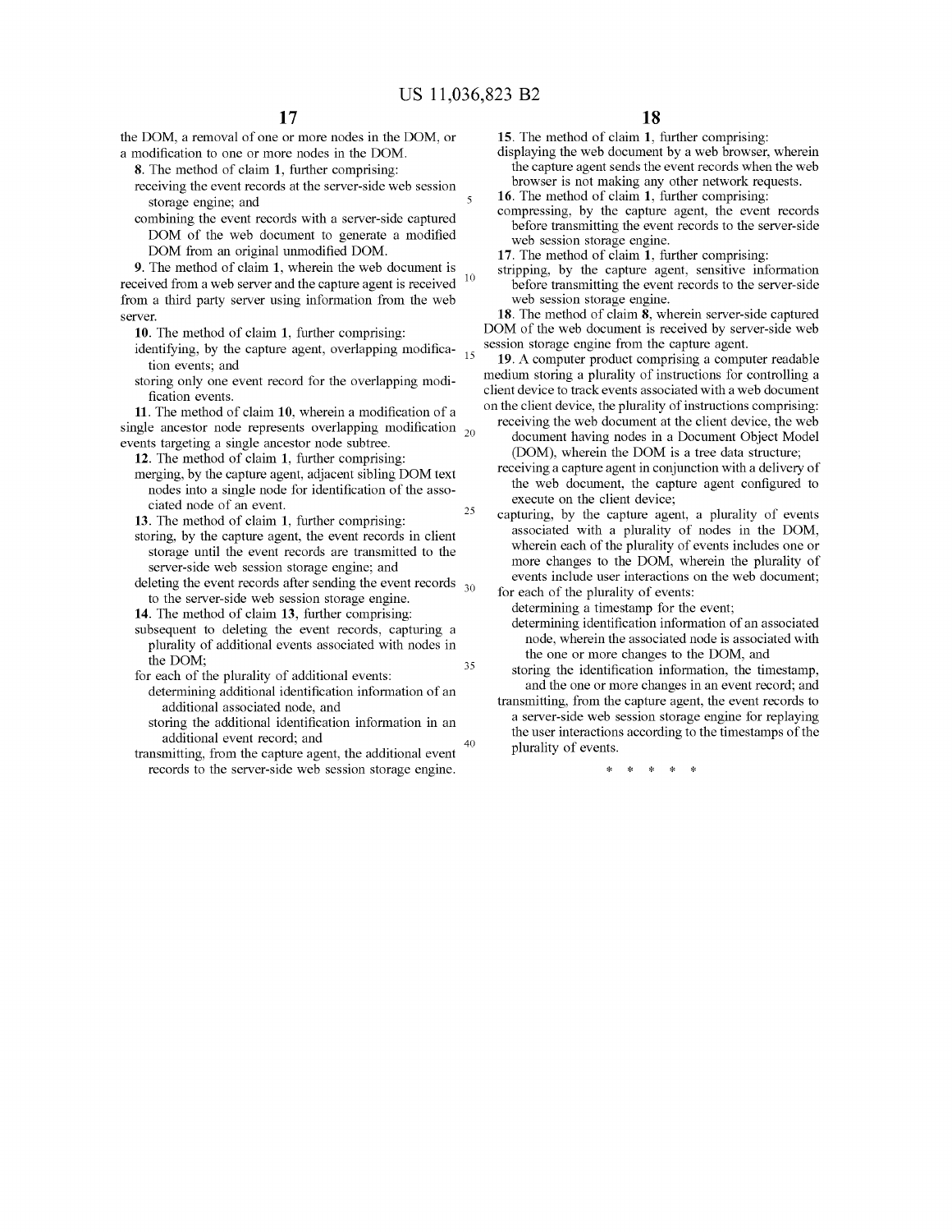the DOM, a removal of one or more nodes in the DOM, or a modification to one or more nodes in the DOM.

**8**. The method of claim **1**, further comprising:

receiving the event records at the server-side web session storage engine; and

combining the event records with a server-side captured DOM of the web document to generate a modified DOM from an original unmodified DOM.

**9**. The method of claim **1**, wherein the web document is received from a web server and the capture agent is received from a third party server using information from the web server.

**10**. The method of claim **1**, further comprising:

identifying, by the capture agent, overlapping modification events; and

storing only one event record for the overlapping modification events.

**11**. The method of claim **10**, wherein a modification of a single ancestor node represents overlapping modification events targeting a single ancestor node subtree.

**12**. The method of claim **1**, further comprising:

merging, by the capture agent, adjacent sibling DOM text nodes into a single node for identification of the associated node of an event.

**13**. The method of claim **1**, further comprising:

storing, by the capture agent, the event records in client storage until the event records are transmitted to the server-side web session storage engine; and

deleting the event records after sending the event records to the server-side web session storage engine.

**14**. The method of claim **13**, further comprising:

subsequent to deleting the event records, capturing a plurality of additional events associated with nodes in the DOM;

for each of the plurality of additional events:

determining additional identification information of an additional associated node, and

storing the additional identification information in an additional event record; and

transmitting, from the capture agent, the additional event records to the server-side web session storage engine.

**15**. The method of claim **1**, further comprising:

displaying the web document by a web browser, wherein the capture agent sends the event records when the web browser is not making any other network requests.

**16**. The method of claim **1**, further comprising:

compressing, by the capture agent, the event records before transmitting the event records to the server-side web session storage engine.

**17**. The method of claim **1**, further comprising:

stripping, by the capture agent, sensitive information before transmitting the event records to the server-side web session storage engine.

**18**. The method of claim **8**, wherein server-side captured DOM of the web document is received by server-side web session storage engine from the capture agent.

**19**. A computer product comprising a computer readable medium storing a plurality of instructions for controlling a client device to track events associated with a web document on the client device, the plurality of instructions comprising:

receiving the web document at the client device, the web document having nodes in a Document Object Model (DOM), wherein the DOM is a tree data structure;

receiving a capture agent in conjunction with a delivery of the web document, the capture agent configured to execute on the client device;

capturing, by the capture agent, a plurality of events associated with a plurality of nodes in the DOM, wherein each of the plurality of events includes one or more changes to the DOM, wherein the plurality of events include user interactions on the web document;

for each of the plurality of events:

determining a timestamp for the event;

determining identification information of an associated node, wherein the associated node is associated with the one or more changes to the DOM, and

storing the identification information, the timestamp, and the one or more changes in an event record; and

transmitting, from the capture agent, the event records to a server-side web session storage engine for replaying the user interactions according to the timestamps of the plurality of events.

* * * * *